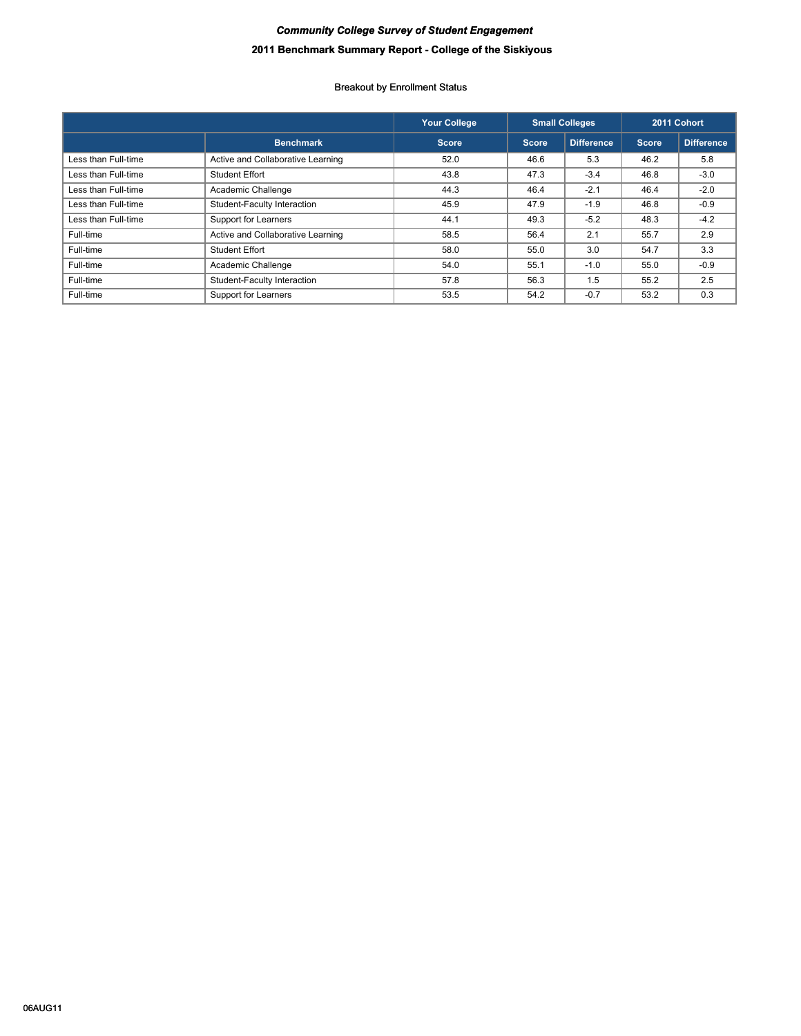*Community College Survey of Student Engagement*

**2011 Benchmark Summary Report - College of the Siskiyous**

Breakout by Enrollment Status

| | | Your College | Small Colleges | | 2011 Cohort | |
|---|---|---|---|---|---|---|
| | Benchmark | Score | Score | Difference | Score | Difference |
| Less than Full-time | Active and Collaborative Learning | 52.0 | 46.6 | 5.3 | 46.2 | 5.8 |
| Less than Full-time | Student Effort | 43.8 | 47.3 | -3.4 | 46.8 | -3.0 |
| Less than Full-time | Academic Challenge | 44.3 | 46.4 | -2.1 | 46.4 | -2.0 |
| Less than Full-time | Student-Faculty Interaction | 45.9 | 47.9 | -1.9 | 46.8 | -0.9 |
| Less than Full-time | Support for Learners | 44.1 | 49.3 | -5.2 | 48.3 | -4.2 |
| Full-time | Active and Collaborative Learning | 58.5 | 56.4 | 2.1 | 55.7 | 2.9 |
| Full-time | Student Effort | 58.0 | 55.0 | 3.0 | 54.7 | 3.3 |
| Full-time | Academic Challenge | 54.0 | 55.1 | -1.0 | 55.0 | -0.9 |
| Full-time | Student-Faculty Interaction | 57.8 | 56.3 | 1.5 | 55.2 | 2.5 |
| Full-time | Support for Learners | 53.5 | 54.2 | -0.7 | 53.2 | 0.3 |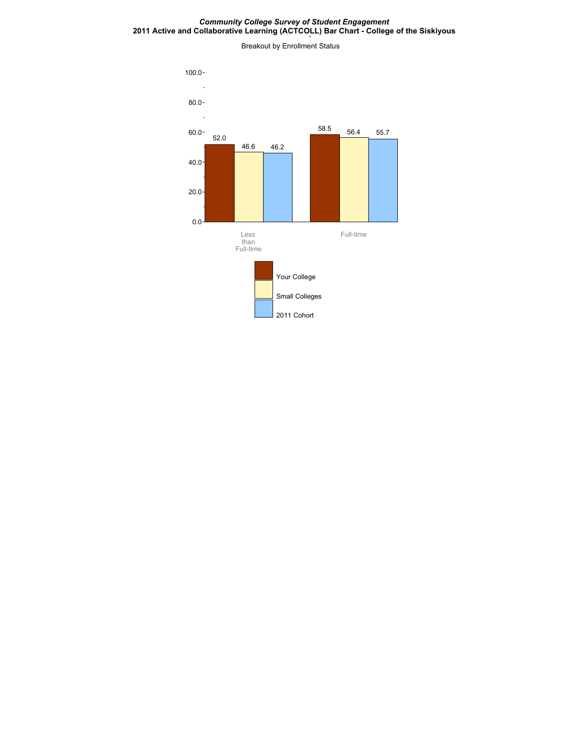*Community College Survey of Student Engagement*

**2011 Active and Collaborative Learning (ACTCOLL) Bar Chart - College of the Siskiyous**

Breakout by Enrollment Status

| | Your College | Small Colleges | 2011 Cohort |
|---|---|---|---|
| Less than Full-time | 52.0 | 46.6 | 46.2 |
| Full-time | 58.5 | 56.4 | 55.7 |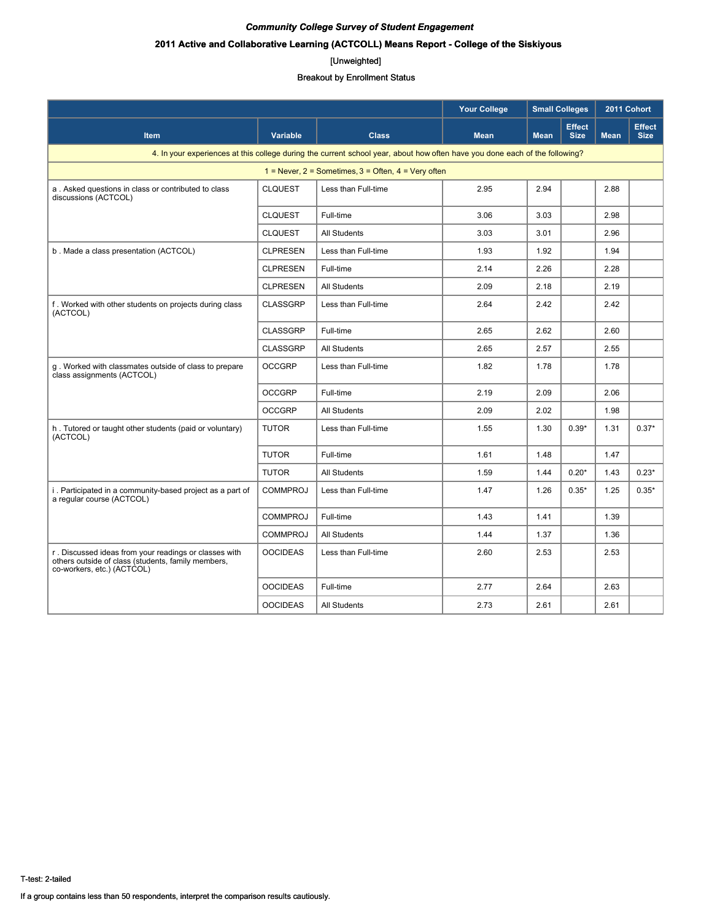***Community College Survey of Student Engagement***

**2011 Active and Collaborative Learning (ACTCOLL) Means Report - College of the Siskiyous**

[Unweighted]

Breakout by Enrollment Status

| Item | Variable | Class | Your College | Small Colleges | | 2011 Cohort | |
|---|---|---|---|---|---|---|---|
| | | | Mean | Mean | Effect Size | Mean | Effect Size |
| 4. In your experiences at this college during the current school year, about how often have you done each of the following? | | | | | | | |
| 1 = Never, 2 = Sometimes, 3 = Often, 4 = Very often | | | | | | | |
| a . Asked questions in class or contributed to class discussions (ACTCOL) | CLQUEST | Less than Full-time | 2.95 | 2.94 | | 2.88 | |
| | CLQUEST | Full-time | 3.06 | 3.03 | | 2.98 | |
| | CLQUEST | All Students | 3.03 | 3.01 | | 2.96 | |
| b . Made a class presentation (ACTCOL) | CLPRESEN | Less than Full-time | 1.93 | 1.92 | | 1.94 | |
| | CLPRESEN | Full-time | 2.14 | 2.26 | | 2.28 | |
| | CLPRESEN | All Students | 2.09 | 2.18 | | 2.19 | |
| f . Worked with other students on projects during class (ACTCOL) | CLASSGRP | Less than Full-time | 2.64 | 2.42 | | 2.42 | |
| | CLASSGRP | Full-time | 2.65 | 2.62 | | 2.60 | |
| | CLASSGRP | All Students | 2.65 | 2.57 | | 2.55 | |
| g . Worked with classmates outside of class to prepare class assignments (ACTCOL) | OCCGRP | Less than Full-time | 1.82 | 1.78 | | 1.78 | |
| | OCCGRP | Full-time | 2.19 | 2.09 | | 2.06 | |
| | OCCGRP | All Students | 2.09 | 2.02 | | 1.98 | |
| h . Tutored or taught other students (paid or voluntary) (ACTCOL) | TUTOR | Less than Full-time | 1.55 | 1.30 | 0.39* | 1.31 | 0.37* |
| | TUTOR | Full-time | 1.61 | 1.48 | | 1.47 | |
| | TUTOR | All Students | 1.59 | 1.44 | 0.20* | 1.43 | 0.23* |
| i . Participated in a community-based project as a part of a regular course (ACTCOL) | COMMPROJ | Less than Full-time | 1.47 | 1.26 | 0.35* | 1.25 | 0.35* |
| | COMMPROJ | Full-time | 1.43 | 1.41 | | 1.39 | |
| | COMMPROJ | All Students | 1.44 | 1.37 | | 1.36 | |
| r . Discussed ideas from your readings or classes with others outside of class (students, family members, co-workers, etc.) (ACTCOL) | OOCIDEAS | Less than Full-time | 2.60 | 2.53 | | 2.53 | |
| | OOCIDEAS | Full-time | 2.77 | 2.64 | | 2.63 | |
| | OOCIDEAS | All Students | 2.73 | 2.61 | | 2.61 | |

T-test: 2-tailed

If a group contains less than 50 respondents, interpret the comparison results cautiously.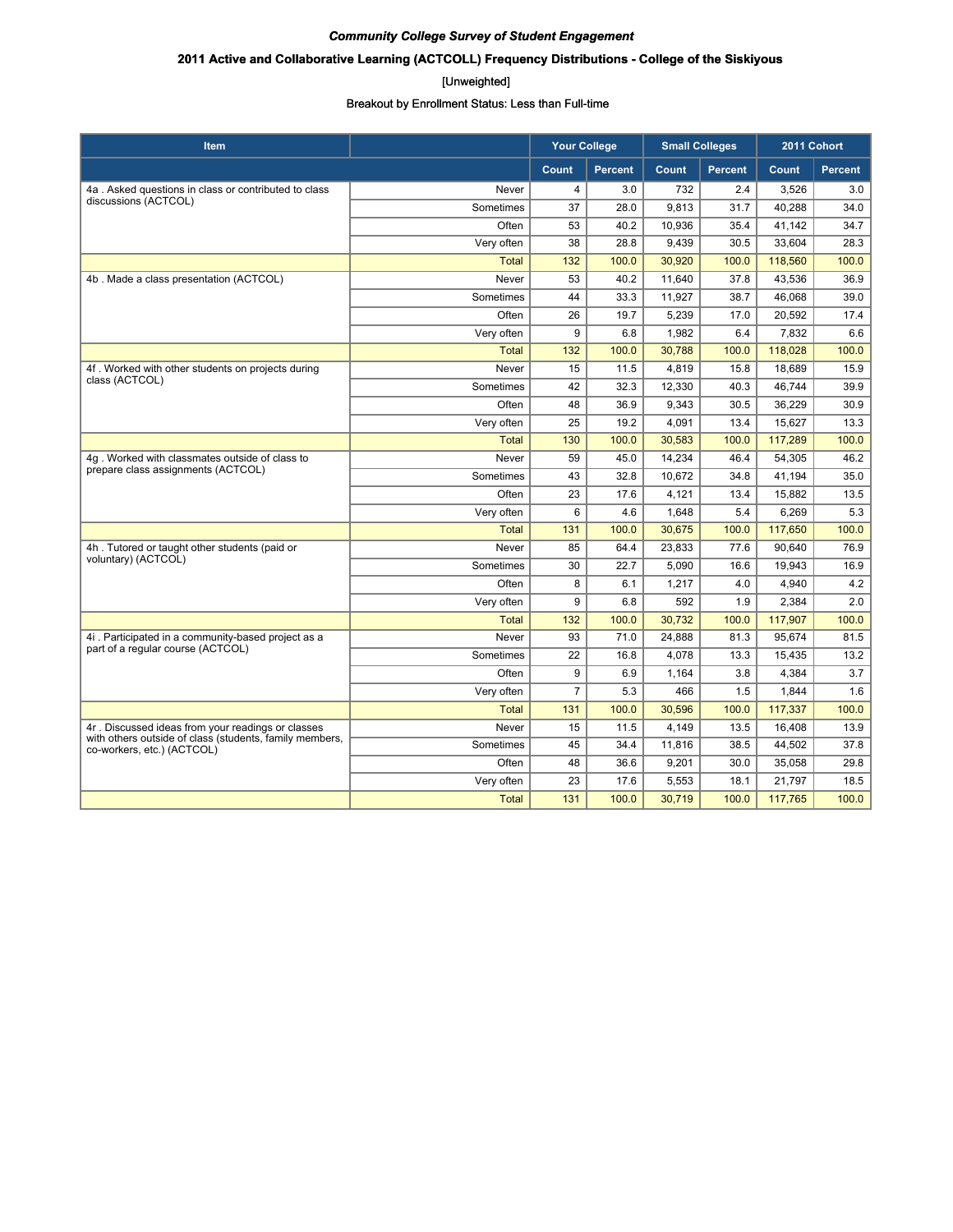***Community College Survey of Student Engagement***

**2011 Active and Collaborative Learning (ACTCOLL) Frequency Distributions - College of the Siskiyous**

[Unweighted]

Breakout by Enrollment Status: Less than Full-time

| Item | | Your College | | Small Colleges | | 2011 Cohort | |
|---|---|---|---|---|---|---|---|
| | | Count | Percent | Count | Percent | Count | Percent |
| 4a . Asked questions in class or contributed to class discussions (ACTCOL) | Never | 4 | 3.0 | 732 | 2.4 | 3,526 | 3.0 |
| | Sometimes | 37 | 28.0 | 9,813 | 31.7 | 40,288 | 34.0 |
| | Often | 53 | 40.2 | 10,936 | 35.4 | 41,142 | 34.7 |
| | Very often | 38 | 28.8 | 9,439 | 30.5 | 33,604 | 28.3 |
| | Total | 132 | 100.0 | 30,920 | 100.0 | 118,560 | 100.0 |
| 4b . Made a class presentation (ACTCOL) | Never | 53 | 40.2 | 11,640 | 37.8 | 43,536 | 36.9 |
| | Sometimes | 44 | 33.3 | 11,927 | 38.7 | 46,068 | 39.0 |
| | Often | 26 | 19.7 | 5,239 | 17.0 | 20,592 | 17.4 |
| | Very often | 9 | 6.8 | 1,982 | 6.4 | 7,832 | 6.6 |
| | Total | 132 | 100.0 | 30,788 | 100.0 | 118,028 | 100.0 |
| 4f . Worked with other students on projects during class (ACTCOL) | Never | 15 | 11.5 | 4,819 | 15.8 | 18,689 | 15.9 |
| | Sometimes | 42 | 32.3 | 12,330 | 40.3 | 46,744 | 39.9 |
| | Often | 48 | 36.9 | 9,343 | 30.5 | 36,229 | 30.9 |
| | Very often | 25 | 19.2 | 4,091 | 13.4 | 15,627 | 13.3 |
| | Total | 130 | 100.0 | 30,583 | 100.0 | 117,289 | 100.0 |
| 4g . Worked with classmates outside of class to prepare class assignments (ACTCOL) | Never | 59 | 45.0 | 14,234 | 46.4 | 54,305 | 46.2 |
| | Sometimes | 43 | 32.8 | 10,672 | 34.8 | 41,194 | 35.0 |
| | Often | 23 | 17.6 | 4,121 | 13.4 | 15,882 | 13.5 |
| | Very often | 6 | 4.6 | 1,648 | 5.4 | 6,269 | 5.3 |
| | Total | 131 | 100.0 | 30,675 | 100.0 | 117,650 | 100.0 |
| 4h . Tutored or taught other students (paid or voluntary) (ACTCOL) | Never | 85 | 64.4 | 23,833 | 77.6 | 90,640 | 76.9 |
| | Sometimes | 30 | 22.7 | 5,090 | 16.6 | 19,943 | 16.9 |
| | Often | 8 | 6.1 | 1,217 | 4.0 | 4,940 | 4.2 |
| | Very often | 9 | 6.8 | 592 | 1.9 | 2,384 | 2.0 |
| | Total | 132 | 100.0 | 30,732 | 100.0 | 117,907 | 100.0 |
| 4i . Participated in a community-based project as a part of a regular course (ACTCOL) | Never | 93 | 71.0 | 24,888 | 81.3 | 95,674 | 81.5 |
| | Sometimes | 22 | 16.8 | 4,078 | 13.3 | 15,435 | 13.2 |
| | Often | 9 | 6.9 | 1,164 | 3.8 | 4,384 | 3.7 |
| | Very often | 7 | 5.3 | 466 | 1.5 | 1,844 | 1.6 |
| | Total | 131 | 100.0 | 30,596 | 100.0 | 117,337 | 100.0 |
| 4r . Discussed ideas from your readings or classes with others outside of class (students, family members, co-workers, etc.) (ACTCOL) | Never | 15 | 11.5 | 4,149 | 13.5 | 16,408 | 13.9 |
| | Sometimes | 45 | 34.4 | 11,816 | 38.5 | 44,502 | 37.8 |
| | Often | 48 | 36.6 | 9,201 | 30.0 | 35,058 | 29.8 |
| | Very often | 23 | 17.6 | 5,553 | 18.1 | 21,797 | 18.5 |
| | Total | 131 | 100.0 | 30,719 | 100.0 | 117,765 | 100.0 |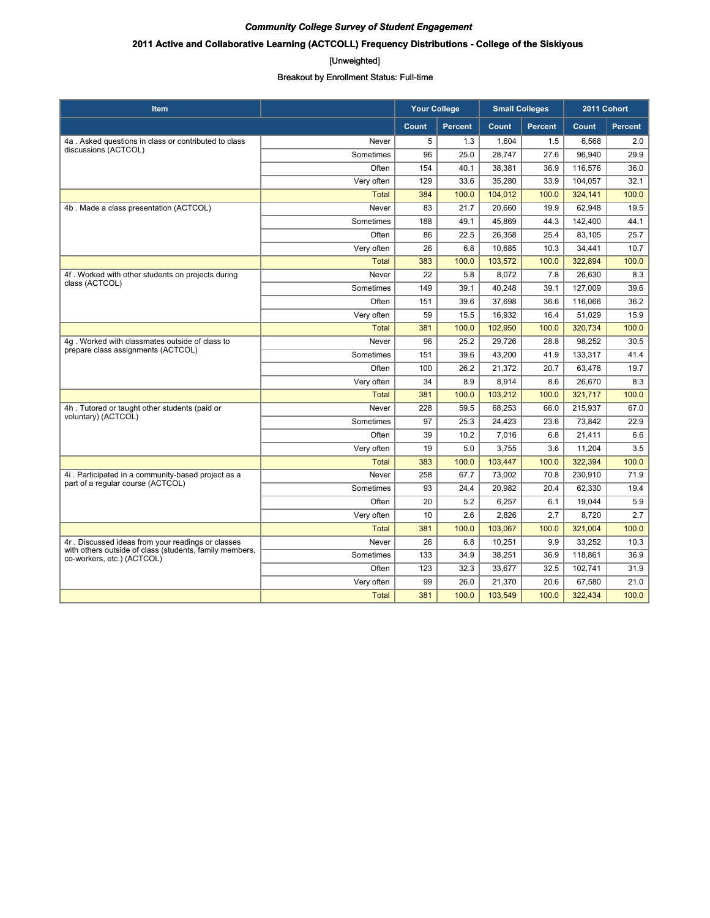***Community College Survey of Student Engagement***

**2011 Active and Collaborative Learning (ACTCOLL) Frequency Distributions - College of the Siskiyous**

[Unweighted]

Breakout by Enrollment Status: Full-time

| Item | | Your College | | Small Colleges | | 2011 Cohort | |
|---|---|---|---|---|---|---|---|
| | | Count | Percent | Count | Percent | Count | Percent |
| 4a . Asked questions in class or contributed to class discussions (ACTCOL) | Never | 5 | 1.3 | 1,604 | 1.5 | 6,568 | 2.0 |
| | Sometimes | 96 | 25.0 | 28,747 | 27.6 | 96,940 | 29.9 |
| | Often | 154 | 40.1 | 38,381 | 36.9 | 116,576 | 36.0 |
| | Very often | 129 | 33.6 | 35,280 | 33.9 | 104,057 | 32.1 |
| | Total | 384 | 100.0 | 104,012 | 100.0 | 324,141 | 100.0 |
| 4b . Made a class presentation (ACTCOL) | Never | 83 | 21.7 | 20,660 | 19.9 | 62,948 | 19.5 |
| | Sometimes | 188 | 49.1 | 45,869 | 44.3 | 142,400 | 44.1 |
| | Often | 86 | 22.5 | 26,358 | 25.4 | 83,105 | 25.7 |
| | Very often | 26 | 6.8 | 10,685 | 10.3 | 34,441 | 10.7 |
| | Total | 383 | 100.0 | 103,572 | 100.0 | 322,894 | 100.0 |
| 4f . Worked with other students on projects during class (ACTCOL) | Never | 22 | 5.8 | 8,072 | 7.8 | 26,630 | 8.3 |
| | Sometimes | 149 | 39.1 | 40,248 | 39.1 | 127,009 | 39.6 |
| | Often | 151 | 39.6 | 37,698 | 36.6 | 116,066 | 36.2 |
| | Very often | 59 | 15.5 | 16,932 | 16.4 | 51,029 | 15.9 |
| | Total | 381 | 100.0 | 102,950 | 100.0 | 320,734 | 100.0 |
| 4g . Worked with classmates outside of class to prepare class assignments (ACTCOL) | Never | 96 | 25.2 | 29,726 | 28.8 | 98,252 | 30.5 |
| | Sometimes | 151 | 39.6 | 43,200 | 41.9 | 133,317 | 41.4 |
| | Often | 100 | 26.2 | 21,372 | 20.7 | 63,478 | 19.7 |
| | Very often | 34 | 8.9 | 8,914 | 8.6 | 26,670 | 8.3 |
| | Total | 381 | 100.0 | 103,212 | 100.0 | 321,717 | 100.0 |
| 4h . Tutored or taught other students (paid or voluntary) (ACTCOL) | Never | 228 | 59.5 | 68,253 | 66.0 | 215,937 | 67.0 |
| | Sometimes | 97 | 25.3 | 24,423 | 23.6 | 73,842 | 22.9 |
| | Often | 39 | 10.2 | 7,016 | 6.8 | 21,411 | 6.6 |
| | Very often | 19 | 5.0 | 3,755 | 3.6 | 11,204 | 3.5 |
| | Total | 383 | 100.0 | 103,447 | 100.0 | 322,394 | 100.0 |
| 4i . Participated in a community-based project as a part of a regular course (ACTCOL) | Never | 258 | 67.7 | 73,002 | 70.8 | 230,910 | 71.9 |
| | Sometimes | 93 | 24.4 | 20,982 | 20.4 | 62,330 | 19.4 |
| | Often | 20 | 5.2 | 6,257 | 6.1 | 19,044 | 5.9 |
| | Very often | 10 | 2.6 | 2,826 | 2.7 | 8,720 | 2.7 |
| | Total | 381 | 100.0 | 103,067 | 100.0 | 321,004 | 100.0 |
| 4r . Discussed ideas from your readings or classes with others outside of class (students, family members, co-workers, etc.) (ACTCOL) | Never | 26 | 6.8 | 10,251 | 9.9 | 33,252 | 10.3 |
| | Sometimes | 133 | 34.9 | 38,251 | 36.9 | 118,861 | 36.9 |
| | Often | 123 | 32.3 | 33,677 | 32.5 | 102,741 | 31.9 |
| | Very often | 99 | 26.0 | 21,370 | 20.6 | 67,580 | 21.0 |
| | Total | 381 | 100.0 | 103,549 | 100.0 | 322,434 | 100.0 |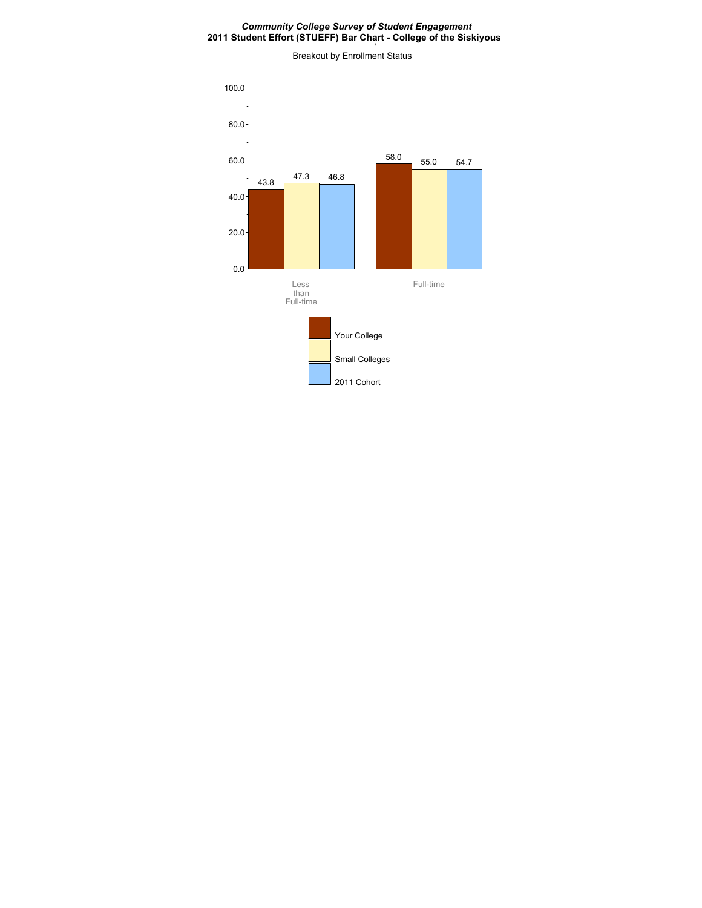*Community College Survey of Student Engagement*

**2011 Student Effort (STUEFF) Bar Chart - College of the Siskiyous**

Breakout by Enrollment Status

| | Your College | Small Colleges | 2011 Cohort |
|---|---|---|---|
| Less than Full-time | 43.8 | 47.3 | 46.8 |
| Full-time | 58.0 | 55.0 | 54.7 |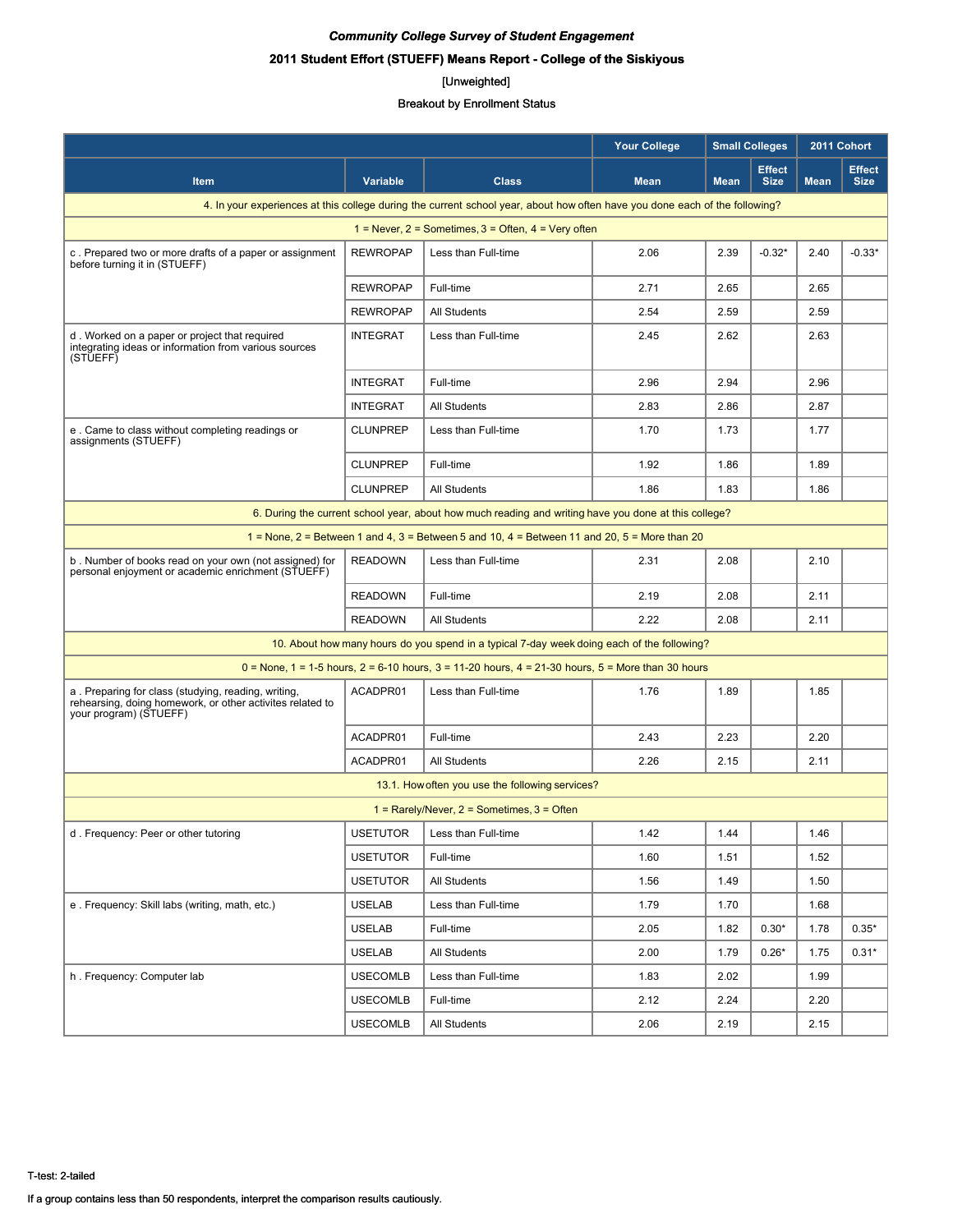*Community College Survey of Student Engagement*

**2011 Student Effort (STUEFF) Means Report - College of the Siskiyous**

[Unweighted]

Breakout by Enrollment Status

| | | | Your College | Small Colleges | | 2011 Cohort | |
|---|---|---|---|---|---|---|---|
| **Item** | **Variable** | **Class** | **Mean** | **Mean** | **Effect Size** | **Mean** | **Effect Size** |
| 4. In your experiences at this college during the current school year, about how often have you done each of the following? | | | | | | | |
| 1 = Never, 2 = Sometimes, 3 = Often, 4 = Very often | | | | | | | |
| c . Prepared two or more drafts of a paper or assignment before turning it in (STUEFF) | REWROPAP | Less than Full-time | 2.06 | 2.39 | -0.32* | 2.40 | -0.33* |
| | REWROPAP | Full-time | 2.71 | 2.65 | | 2.65 | |
| | REWROPAP | All Students | 2.54 | 2.59 | | 2.59 | |
| d . Worked on a paper or project that required integrating ideas or information from various sources (STUEFF) | INTEGRAT | Less than Full-time | 2.45 | 2.62 | | 2.63 | |
| | INTEGRAT | Full-time | 2.96 | 2.94 | | 2.96 | |
| | INTEGRAT | All Students | 2.83 | 2.86 | | 2.87 | |
| e . Came to class without completing readings or assignments (STUEFF) | CLUNPREP | Less than Full-time | 1.70 | 1.73 | | 1.77 | |
| | CLUNPREP | Full-time | 1.92 | 1.86 | | 1.89 | |
| | CLUNPREP | All Students | 1.86 | 1.83 | | 1.86 | |
| 6. During the current school year, about how much reading and writing have you done at this college? | | | | | | | |
| 1 = None, 2 = Between 1 and 4, 3 = Between 5 and 10, 4 = Between 11 and 20, 5 = More than 20 | | | | | | | |
| b . Number of books read on your own (not assigned) for personal enjoyment or academic enrichment (STUEFF) | READOWN | Less than Full-time | 2.31 | 2.08 | | 2.10 | |
| | READOWN | Full-time | 2.19 | 2.08 | | 2.11 | |
| | READOWN | All Students | 2.22 | 2.08 | | 2.11 | |
| 10. About how many hours do you spend in a typical 7-day week doing each of the following? | | | | | | | |
| 0 = None, 1 = 1-5 hours, 2 = 6-10 hours, 3 = 11-20 hours, 4 = 21-30 hours, 5 = More than 30 hours | | | | | | | |
| a . Preparing for class (studying, reading, writing, rehearsing, doing homework, or other activites related to your program) (STUEFF) | ACADPR01 | Less than Full-time | 1.76 | 1.89 | | 1.85 | |
| | ACADPR01 | Full-time | 2.43 | 2.23 | | 2.20 | |
| | ACADPR01 | All Students | 2.26 | 2.15 | | 2.11 | |
| 13.1. How often you use the following services? | | | | | | | |
| 1 = Rarely/Never, 2 = Sometimes, 3 = Often | | | | | | | |
| d . Frequency: Peer or other tutoring | USETUTOR | Less than Full-time | 1.42 | 1.44 | | 1.46 | |
| | USETUTOR | Full-time | 1.60 | 1.51 | | 1.52 | |
| | USETUTOR | All Students | 1.56 | 1.49 | | 1.50 | |
| e . Frequency: Skill labs (writing, math, etc.) | USELAB | Less than Full-time | 1.79 | 1.70 | | 1.68 | |
| | USELAB | Full-time | 2.05 | 1.82 | 0.30* | 1.78 | 0.35* |
| | USELAB | All Students | 2.00 | 1.79 | 0.26* | 1.75 | 0.31* |
| h . Frequency: Computer lab | USECOMLB | Less than Full-time | 1.83 | 2.02 | | 1.99 | |
| | USECOMLB | Full-time | 2.12 | 2.24 | | 2.20 | |
| | USECOMLB | All Students | 2.06 | 2.19 | | 2.15 | |

T-test: 2-tailed

If a group contains less than 50 respondents, interpret the comparison results cautiously.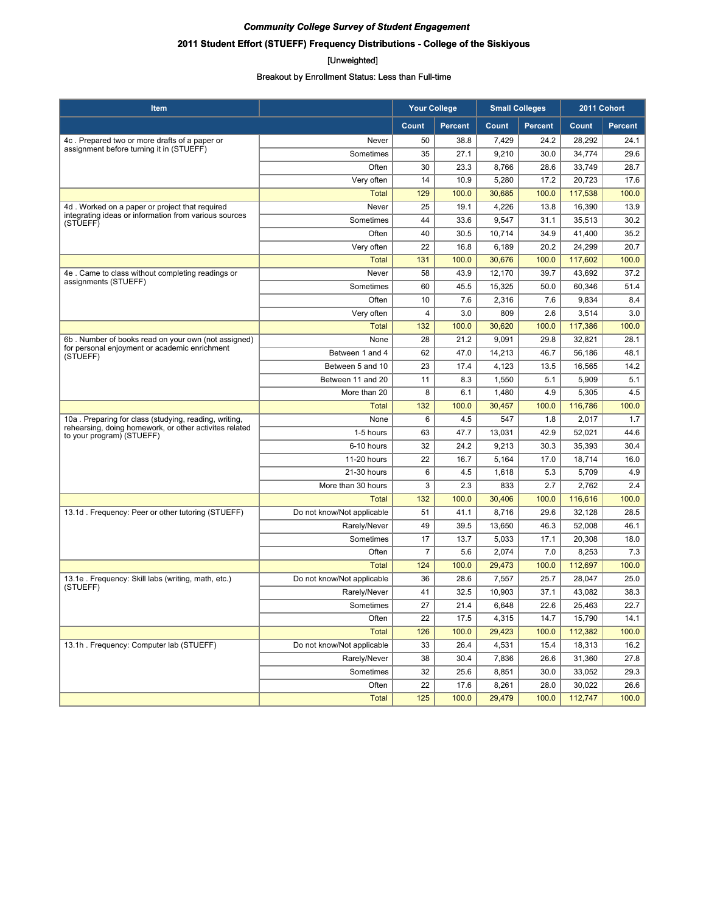***Community College Survey of Student Engagement***

**2011 Student Effort (STUEFF) Frequency Distributions - College of the Siskiyous**

[Unweighted]

Breakout by Enrollment Status: Less than Full-time

| Item | | Your College | | Small Colleges | | 2011 Cohort | |
|---|---|---|---|---|---|---|---|
| | | Count | Percent | Count | Percent | Count | Percent |
| 4c . Prepared two or more drafts of a paper or assignment before turning it in (STUEFF) | Never | 50 | 38.8 | 7,429 | 24.2 | 28,292 | 24.1 |
| | Sometimes | 35 | 27.1 | 9,210 | 30.0 | 34,774 | 29.6 |
| | Often | 30 | 23.3 | 8,766 | 28.6 | 33,749 | 28.7 |
| | Very often | 14 | 10.9 | 5,280 | 17.2 | 20,723 | 17.6 |
| | Total | 129 | 100.0 | 30,685 | 100.0 | 117,538 | 100.0 |
| 4d . Worked on a paper or project that required integrating ideas or information from various sources (STUEFF) | Never | 25 | 19.1 | 4,226 | 13.8 | 16,390 | 13.9 |
| | Sometimes | 44 | 33.6 | 9,547 | 31.1 | 35,513 | 30.2 |
| | Often | 40 | 30.5 | 10,714 | 34.9 | 41,400 | 35.2 |
| | Very often | 22 | 16.8 | 6,189 | 20.2 | 24,299 | 20.7 |
| | Total | 131 | 100.0 | 30,676 | 100.0 | 117,602 | 100.0 |
| 4e . Came to class without completing readings or assignments (STUEFF) | Never | 58 | 43.9 | 12,170 | 39.7 | 43,692 | 37.2 |
| | Sometimes | 60 | 45.5 | 15,325 | 50.0 | 60,346 | 51.4 |
| | Often | 10 | 7.6 | 2,316 | 7.6 | 9,834 | 8.4 |
| | Very often | 4 | 3.0 | 809 | 2.6 | 3,514 | 3.0 |
| | Total | 132 | 100.0 | 30,620 | 100.0 | 117,386 | 100.0 |
| 6b . Number of books read on your own (not assigned) for personal enjoyment or academic enrichment (STUEFF) | None | 28 | 21.2 | 9,091 | 29.8 | 32,821 | 28.1 |
| | Between 1 and 4 | 62 | 47.0 | 14,213 | 46.7 | 56,186 | 48.1 |
| | Between 5 and 10 | 23 | 17.4 | 4,123 | 13.5 | 16,565 | 14.2 |
| | Between 11 and 20 | 11 | 8.3 | 1,550 | 5.1 | 5,909 | 5.1 |
| | More than 20 | 8 | 6.1 | 1,480 | 4.9 | 5,305 | 4.5 |
| | Total | 132 | 100.0 | 30,457 | 100.0 | 116,786 | 100.0 |
| 10a . Preparing for class (studying, reading, writing, rehearsing, doing homework, or other activites related to your program) (STUEFF) | None | 6 | 4.5 | 547 | 1.8 | 2,017 | 1.7 |
| | 1-5 hours | 63 | 47.7 | 13,031 | 42.9 | 52,021 | 44.6 |
| | 6-10 hours | 32 | 24.2 | 9,213 | 30.3 | 35,393 | 30.4 |
| | 11-20 hours | 22 | 16.7 | 5,164 | 17.0 | 18,714 | 16.0 |
| | 21-30 hours | 6 | 4.5 | 1,618 | 5.3 | 5,709 | 4.9 |
| | More than 30 hours | 3 | 2.3 | 833 | 2.7 | 2,762 | 2.4 |
| | Total | 132 | 100.0 | 30,406 | 100.0 | 116,616 | 100.0 |
| 13.1d . Frequency: Peer or other tutoring (STUEFF) | Do not know/Not applicable | 51 | 41.1 | 8,716 | 29.6 | 32,128 | 28.5 |
| | Rarely/Never | 49 | 39.5 | 13,650 | 46.3 | 52,008 | 46.1 |
| | Sometimes | 17 | 13.7 | 5,033 | 17.1 | 20,308 | 18.0 |
| | Often | 7 | 5.6 | 2,074 | 7.0 | 8,253 | 7.3 |
| | Total | 124 | 100.0 | 29,473 | 100.0 | 112,697 | 100.0 |
| 13.1e . Frequency: Skill labs (writing, math, etc.) (STUEFF) | Do not know/Not applicable | 36 | 28.6 | 7,557 | 25.7 | 28,047 | 25.0 |
| | Rarely/Never | 41 | 32.5 | 10,903 | 37.1 | 43,082 | 38.3 |
| | Sometimes | 27 | 21.4 | 6,648 | 22.6 | 25,463 | 22.7 |
| | Often | 22 | 17.5 | 4,315 | 14.7 | 15,790 | 14.1 |
| | Total | 126 | 100.0 | 29,423 | 100.0 | 112,382 | 100.0 |
| 13.1h . Frequency: Computer lab (STUEFF) | Do not know/Not applicable | 33 | 26.4 | 4,531 | 15.4 | 18,313 | 16.2 |
| | Rarely/Never | 38 | 30.4 | 7,836 | 26.6 | 31,360 | 27.8 |
| | Sometimes | 32 | 25.6 | 8,851 | 30.0 | 33,052 | 29.3 |
| | Often | 22 | 17.6 | 8,261 | 28.0 | 30,022 | 26.6 |
| | Total | 125 | 100.0 | 29,479 | 100.0 | 112,747 | 100.0 |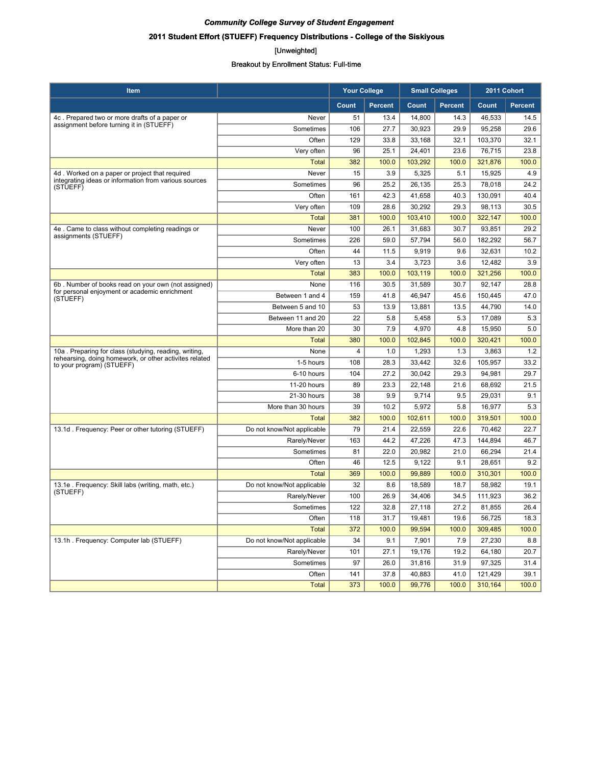*Community College Survey of Student Engagement*

**2011 Student Effort (STUEFF) Frequency Distributions - College of the Siskiyous**

[Unweighted]

Breakout by Enrollment Status: Full-time

| Item | | Your College | | Small Colleges | | 2011 Cohort | |
|---|---|---|---|---|---|---|---|
| | | Count | Percent | Count | Percent | Count | Percent |
| 4c . Prepared two or more drafts of a paper or assignment before turning it in (STUEFF) | Never | 51 | 13.4 | 14,800 | 14.3 | 46,533 | 14.5 |
| | Sometimes | 106 | 27.7 | 30,923 | 29.9 | 95,258 | 29.6 |
| | Often | 129 | 33.8 | 33,168 | 32.1 | 103,370 | 32.1 |
| | Very often | 96 | 25.1 | 24,401 | 23.6 | 76,715 | 23.8 |
| | Total | 382 | 100.0 | 103,292 | 100.0 | 321,876 | 100.0 |
| 4d . Worked on a paper or project that required integrating ideas or information from various sources (STUEFF) | Never | 15 | 3.9 | 5,325 | 5.1 | 15,925 | 4.9 |
| | Sometimes | 96 | 25.2 | 26,135 | 25.3 | 78,018 | 24.2 |
| | Often | 161 | 42.3 | 41,658 | 40.3 | 130,091 | 40.4 |
| | Very often | 109 | 28.6 | 30,292 | 29.3 | 98,113 | 30.5 |
| | Total | 381 | 100.0 | 103,410 | 100.0 | 322,147 | 100.0 |
| 4e . Came to class without completing readings or assignments (STUEFF) | Never | 100 | 26.1 | 31,683 | 30.7 | 93,851 | 29.2 |
| | Sometimes | 226 | 59.0 | 57,794 | 56.0 | 182,292 | 56.7 |
| | Often | 44 | 11.5 | 9,919 | 9.6 | 32,631 | 10.2 |
| | Very often | 13 | 3.4 | 3,723 | 3.6 | 12,482 | 3.9 |
| | Total | 383 | 100.0 | 103,119 | 100.0 | 321,256 | 100.0 |
| 6b . Number of books read on your own (not assigned) for personal enjoyment or academic enrichment (STUEFF) | None | 116 | 30.5 | 31,589 | 30.7 | 92,147 | 28.8 |
| | Between 1 and 4 | 159 | 41.8 | 46,947 | 45.6 | 150,445 | 47.0 |
| | Between 5 and 10 | 53 | 13.9 | 13,881 | 13.5 | 44,790 | 14.0 |
| | Between 11 and 20 | 22 | 5.8 | 5,458 | 5.3 | 17,089 | 5.3 |
| | More than 20 | 30 | 7.9 | 4,970 | 4.8 | 15,950 | 5.0 |
| | Total | 380 | 100.0 | 102,845 | 100.0 | 320,421 | 100.0 |
| 10a . Preparing for class (studying, reading, writing, rehearsing, doing homework, or other activites related to your program) (STUEFF) | None | 4 | 1.0 | 1,293 | 1.3 | 3,863 | 1.2 |
| | 1-5 hours | 108 | 28.3 | 33,442 | 32.6 | 105,957 | 33.2 |
| | 6-10 hours | 104 | 27.2 | 30,042 | 29.3 | 94,981 | 29.7 |
| | 11-20 hours | 89 | 23.3 | 22,148 | 21.6 | 68,692 | 21.5 |
| | 21-30 hours | 38 | 9.9 | 9,714 | 9.5 | 29,031 | 9.1 |
| | More than 30 hours | 39 | 10.2 | 5,972 | 5.8 | 16,977 | 5.3 |
| | Total | 382 | 100.0 | 102,611 | 100.0 | 319,501 | 100.0 |
| 13.1d . Frequency: Peer or other tutoring (STUEFF) | Do not know/Not applicable | 79 | 21.4 | 22,559 | 22.6 | 70,462 | 22.7 |
| | Rarely/Never | 163 | 44.2 | 47,226 | 47.3 | 144,894 | 46.7 |
| | Sometimes | 81 | 22.0 | 20,982 | 21.0 | 66,294 | 21.4 |
| | Often | 46 | 12.5 | 9,122 | 9.1 | 28,651 | 9.2 |
| | Total | 369 | 100.0 | 99,889 | 100.0 | 310,301 | 100.0 |
| 13.1e . Frequency: Skill labs (writing, math, etc.) (STUEFF) | Do not know/Not applicable | 32 | 8.6 | 18,589 | 18.7 | 58,982 | 19.1 |
| | Rarely/Never | 100 | 26.9 | 34,406 | 34.5 | 111,923 | 36.2 |
| | Sometimes | 122 | 32.8 | 27,118 | 27.2 | 81,855 | 26.4 |
| | Often | 118 | 31.7 | 19,481 | 19.6 | 56,725 | 18.3 |
| | Total | 372 | 100.0 | 99,594 | 100.0 | 309,485 | 100.0 |
| 13.1h . Frequency: Computer lab (STUEFF) | Do not know/Not applicable | 34 | 9.1 | 7,901 | 7.9 | 27,230 | 8.8 |
| | Rarely/Never | 101 | 27.1 | 19,176 | 19.2 | 64,180 | 20.7 |
| | Sometimes | 97 | 26.0 | 31,816 | 31.9 | 97,325 | 31.4 |
| | Often | 141 | 37.8 | 40,883 | 41.0 | 121,429 | 39.1 |
| | Total | 373 | 100.0 | 99,776 | 100.0 | 310,164 | 100.0 |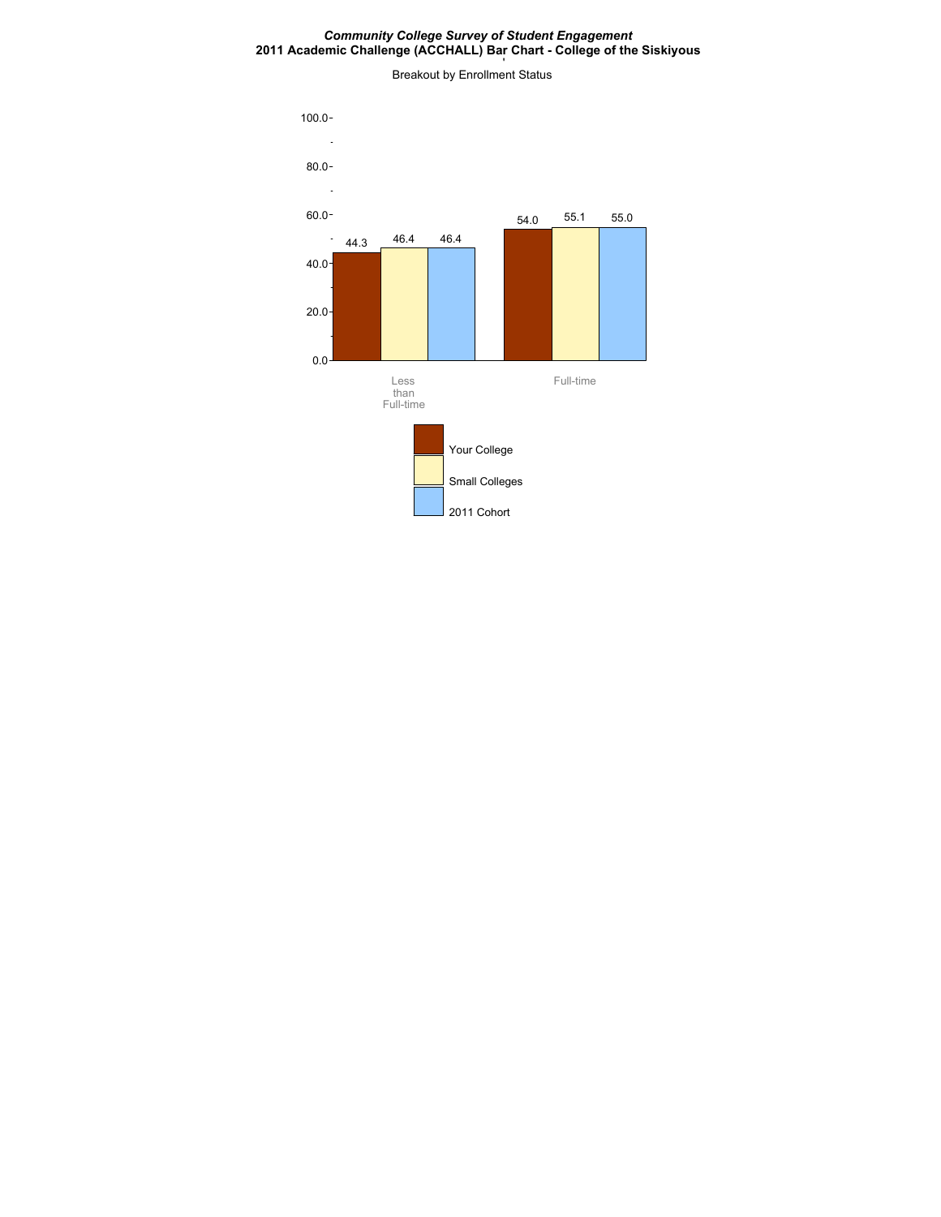*Community College Survey of Student Engagement*

**2011 Academic Challenge (ACCHALL) Bar Chart - College of the Siskiyous**

Breakout by Enrollment Status

| | Your College | Small Colleges | 2011 Cohort |
|---|---|---|---|
| Less than Full-time | 44.3 | 46.4 | 46.4 |
| Full-time | 54.0 | 55.1 | 55.0 |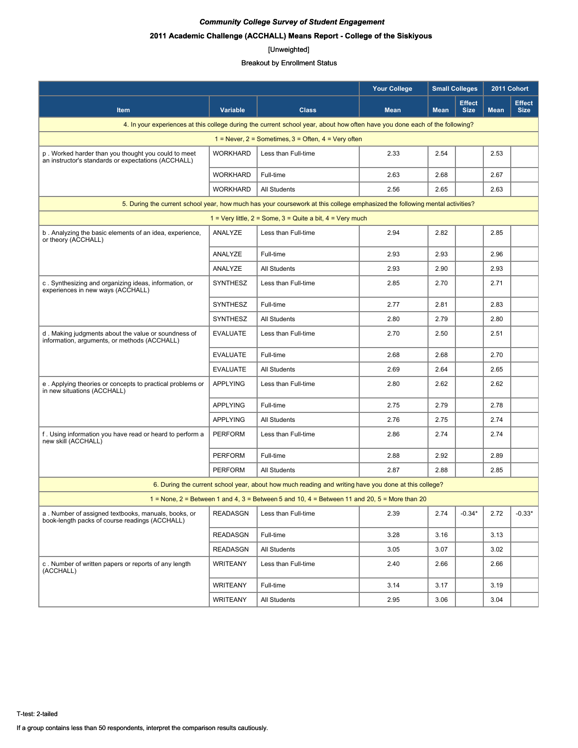*Community College Survey of Student Engagement*

**2011 Academic Challenge (ACCHALL) Means Report - College of the Siskiyous**

[Unweighted]

Breakout by Enrollment Status

| | | | Your College | Small Colleges | | 2011 Cohort | |
|---|---|---|---|---|---|---|---|
| **Item** | **Variable** | **Class** | **Mean** | **Mean** | **Effect Size** | **Mean** | **Effect Size** |
| 4. In your experiences at this college during the current school year, about how often have you done each of the following? | | | | | | | |
| 1 = Never, 2 = Sometimes, 3 = Often, 4 = Very often | | | | | | | |
| p . Worked harder than you thought you could to meet an instructor's standards or expectations (ACCHALL) | WORKHARD | Less than Full-time | 2.33 | 2.54 | | 2.53 | |
| | WORKHARD | Full-time | 2.63 | 2.68 | | 2.67 | |
| | WORKHARD | All Students | 2.56 | 2.65 | | 2.63 | |
| 5. During the current school year, how much has your coursework at this college emphasized the following mental activities? | | | | | | | |
| 1 = Very little, 2 = Some, 3 = Quite a bit, 4 = Very much | | | | | | | |
| b . Analyzing the basic elements of an idea, experience, or theory (ACCHALL) | ANALYZE | Less than Full-time | 2.94 | 2.82 | | 2.85 | |
| | ANALYZE | Full-time | 2.93 | 2.93 | | 2.96 | |
| | ANALYZE | All Students | 2.93 | 2.90 | | 2.93 | |
| c . Synthesizing and organizing ideas, information, or experiences in new ways (ACCHALL) | SYNTHESZ | Less than Full-time | 2.85 | 2.70 | | 2.71 | |
| | SYNTHESZ | Full-time | 2.77 | 2.81 | | 2.83 | |
| | SYNTHESZ | All Students | 2.80 | 2.79 | | 2.80 | |
| d . Making judgments about the value or soundness of information, arguments, or methods (ACCHALL) | EVALUATE | Less than Full-time | 2.70 | 2.50 | | 2.51 | |
| | EVALUATE | Full-time | 2.68 | 2.68 | | 2.70 | |
| | EVALUATE | All Students | 2.69 | 2.64 | | 2.65 | |
| e . Applying theories or concepts to practical problems or in new situations (ACCHALL) | APPLYING | Less than Full-time | 2.80 | 2.62 | | 2.62 | |
| | APPLYING | Full-time | 2.75 | 2.79 | | 2.78 | |
| | APPLYING | All Students | 2.76 | 2.75 | | 2.74 | |
| f . Using information you have read or heard to perform a new skill (ACCHALL) | PERFORM | Less than Full-time | 2.86 | 2.74 | | 2.74 | |
| | PERFORM | Full-time | 2.88 | 2.92 | | 2.89 | |
| | PERFORM | All Students | 2.87 | 2.88 | | 2.85 | |
| 6. During the current school year, about how much reading and writing have you done at this college? | | | | | | | |
| 1 = None, 2 = Between 1 and 4, 3 = Between 5 and 10, 4 = Between 11 and 20, 5 = More than 20 | | | | | | | |
| a . Number of assigned textbooks, manuals, books, or book-length packs of course readings (ACCHALL) | READASGN | Less than Full-time | 2.39 | 2.74 | -0.34* | 2.72 | -0.33* |
| | READASGN | Full-time | 3.28 | 3.16 | | 3.13 | |
| | READASGN | All Students | 3.05 | 3.07 | | 3.02 | |
| c . Number of written papers or reports of any length (ACCHALL) | WRITEANY | Less than Full-time | 2.40 | 2.66 | | 2.66 | |
| | WRITEANY | Full-time | 3.14 | 3.17 | | 3.19 | |
| | WRITEANY | All Students | 2.95 | 3.06 | | 3.04 | |

T-test: 2-tailed

If a group contains less than 50 respondents, interpret the comparison results cautiously.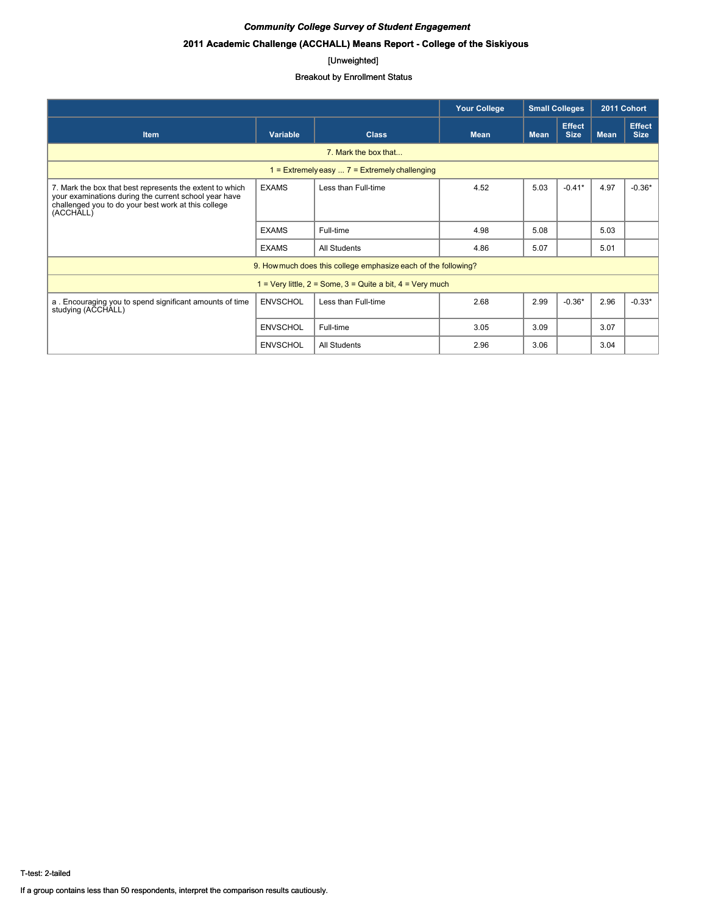*Community College Survey of Student Engagement*

**2011 Academic Challenge (ACCHALL) Means Report - College of the Siskiyous**

[Unweighted]

Breakout by Enrollment Status

| | | | Your College | Small Colleges | | 2011 Cohort | |
|---|---|---|---|---|---|---|---|
| Item | Variable | Class | Mean | Mean | Effect Size | Mean | Effect Size |
| 7. Mark the box that... | | | | | | | |
| 1 = Extremely easy ... 7 = Extremely challenging | | | | | | | |
| 7. Mark the box that best represents the extent to which your examinations during the current school year have challenged you to do your best work at this college (ACCHALL) | EXAMS | Less than Full-time | 4.52 | 5.03 | -0.41* | 4.97 | -0.36* |
| | EXAMS | Full-time | 4.98 | 5.08 | | 5.03 | |
| | EXAMS | All Students | 4.86 | 5.07 | | 5.01 | |
| 9. How much does this college emphasize each of the following? | | | | | | | |
| 1 = Very little, 2 = Some, 3 = Quite a bit, 4 = Very much | | | | | | | |
| a . Encouraging you to spend significant amounts of time studying (ACCHALL) | ENVSCHOL | Less than Full-time | 2.68 | 2.99 | -0.36* | 2.96 | -0.33* |
| | ENVSCHOL | Full-time | 3.05 | 3.09 | | 3.07 | |
| | ENVSCHOL | All Students | 2.96 | 3.06 | | 3.04 | |

T-test: 2-tailed

If a group contains less than 50 respondents, interpret the comparison results cautiously.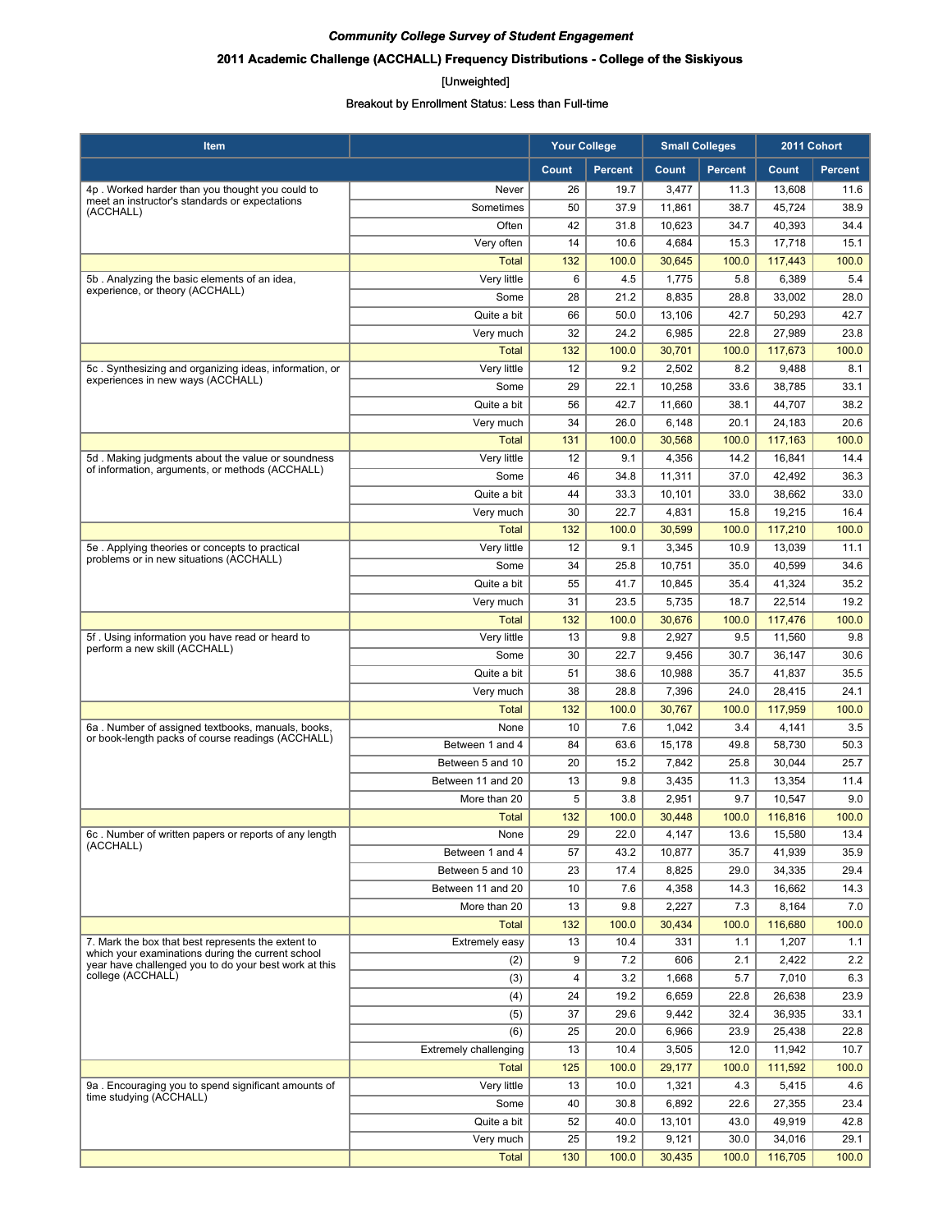***Community College Survey of Student Engagement***

**2011 Academic Challenge (ACCHALL) Frequency Distributions - College of the Siskiyous**

[Unweighted]

Breakout by Enrollment Status: Less than Full-time

| Item | | Your College | | Small Colleges | | 2011 Cohort | |
|---|---|---|---|---|---|---|---|
| | | Count | Percent | Count | Percent | Count | Percent |
| 4p . Worked harder than you thought you could to meet an instructor's standards or expectations (ACCHALL) | Never | 26 | 19.7 | 3,477 | 11.3 | 13,608 | 11.6 |
| | Sometimes | 50 | 37.9 | 11,861 | 38.7 | 45,724 | 38.9 |
| | Often | 42 | 31.8 | 10,623 | 34.7 | 40,393 | 34.4 |
| | Very often | 14 | 10.6 | 4,684 | 15.3 | 17,718 | 15.1 |
| | Total | 132 | 100.0 | 30,645 | 100.0 | 117,443 | 100.0 |
| 5b . Analyzing the basic elements of an idea, experience, or theory (ACCHALL) | Very little | 6 | 4.5 | 1,775 | 5.8 | 6,389 | 5.4 |
| | Some | 28 | 21.2 | 8,835 | 28.8 | 33,002 | 28.0 |
| | Quite a bit | 66 | 50.0 | 13,106 | 42.7 | 50,293 | 42.7 |
| | Very much | 32 | 24.2 | 6,985 | 22.8 | 27,989 | 23.8 |
| | Total | 132 | 100.0 | 30,701 | 100.0 | 117,673 | 100.0 |
| 5c . Synthesizing and organizing ideas, information, or experiences in new ways (ACCHALL) | Very little | 12 | 9.2 | 2,502 | 8.2 | 9,488 | 8.1 |
| | Some | 29 | 22.1 | 10,258 | 33.6 | 38,785 | 33.1 |
| | Quite a bit | 56 | 42.7 | 11,660 | 38.1 | 44,707 | 38.2 |
| | Very much | 34 | 26.0 | 6,148 | 20.1 | 24,183 | 20.6 |
| | Total | 131 | 100.0 | 30,568 | 100.0 | 117,163 | 100.0 |
| 5d . Making judgments about the value or soundness of information, arguments, or methods (ACCHALL) | Very little | 12 | 9.1 | 4,356 | 14.2 | 16,841 | 14.4 |
| | Some | 46 | 34.8 | 11,311 | 37.0 | 42,492 | 36.3 |
| | Quite a bit | 44 | 33.3 | 10,101 | 33.0 | 38,662 | 33.0 |
| | Very much | 30 | 22.7 | 4,831 | 15.8 | 19,215 | 16.4 |
| | Total | 132 | 100.0 | 30,599 | 100.0 | 117,210 | 100.0 |
| 5e . Applying theories or concepts to practical problems or in new situations (ACCHALL) | Very little | 12 | 9.1 | 3,345 | 10.9 | 13,039 | 11.1 |
| | Some | 34 | 25.8 | 10,751 | 35.0 | 40,599 | 34.6 |
| | Quite a bit | 55 | 41.7 | 10,845 | 35.4 | 41,324 | 35.2 |
| | Very much | 31 | 23.5 | 5,735 | 18.7 | 22,514 | 19.2 |
| | Total | 132 | 100.0 | 30,676 | 100.0 | 117,476 | 100.0 |
| 5f . Using information you have read or heard to perform a new skill (ACCHALL) | Very little | 13 | 9.8 | 2,927 | 9.5 | 11,560 | 9.8 |
| | Some | 30 | 22.7 | 9,456 | 30.7 | 36,147 | 30.6 |
| | Quite a bit | 51 | 38.6 | 10,988 | 35.7 | 41,837 | 35.5 |
| | Very much | 38 | 28.8 | 7,396 | 24.0 | 28,415 | 24.1 |
| | Total | 132 | 100.0 | 30,767 | 100.0 | 117,959 | 100.0 |
| 6a . Number of assigned textbooks, manuals, books, or book-length packs of course readings (ACCHALL) | None | 10 | 7.6 | 1,042 | 3.4 | 4,141 | 3.5 |
| | Between 1 and 4 | 84 | 63.6 | 15,178 | 49.8 | 58,730 | 50.3 |
| | Between 5 and 10 | 20 | 15.2 | 7,842 | 25.8 | 30,044 | 25.7 |
| | Between 11 and 20 | 13 | 9.8 | 3,435 | 11.3 | 13,354 | 11.4 |
| | More than 20 | 5 | 3.8 | 2,951 | 9.7 | 10,547 | 9.0 |
| | Total | 132 | 100.0 | 30,448 | 100.0 | 116,816 | 100.0 |
| 6c . Number of written papers or reports of any length (ACCHALL) | None | 29 | 22.0 | 4,147 | 13.6 | 15,580 | 13.4 |
| | Between 1 and 4 | 57 | 43.2 | 10,877 | 35.7 | 41,939 | 35.9 |
| | Between 5 and 10 | 23 | 17.4 | 8,825 | 29.0 | 34,335 | 29.4 |
| | Between 11 and 20 | 10 | 7.6 | 4,358 | 14.3 | 16,662 | 14.3 |
| | More than 20 | 13 | 9.8 | 2,227 | 7.3 | 8,164 | 7.0 |
| | Total | 132 | 100.0 | 30,434 | 100.0 | 116,680 | 100.0 |
| 7. Mark the box that best represents the extent to which your examinations during the current school year have challenged you to do your best work at this college (ACCHALL) | Extremely easy | 13 | 10.4 | 331 | 1.1 | 1,207 | 1.1 |
| | (2) | 9 | 7.2 | 606 | 2.1 | 2,422 | 2.2 |
| | (3) | 4 | 3.2 | 1,668 | 5.7 | 7,010 | 6.3 |
| | (4) | 24 | 19.2 | 6,659 | 22.8 | 26,638 | 23.9 |
| | (5) | 37 | 29.6 | 9,442 | 32.4 | 36,935 | 33.1 |
| | (6) | 25 | 20.0 | 6,966 | 23.9 | 25,438 | 22.8 |
| | Extremely challenging | 13 | 10.4 | 3,505 | 12.0 | 11,942 | 10.7 |
| | Total | 125 | 100.0 | 29,177 | 100.0 | 111,592 | 100.0 |
| 9a . Encouraging you to spend significant amounts of time studying (ACCHALL) | Very little | 13 | 10.0 | 1,321 | 4.3 | 5,415 | 4.6 |
| | Some | 40 | 30.8 | 6,892 | 22.6 | 27,355 | 23.4 |
| | Quite a bit | 52 | 40.0 | 13,101 | 43.0 | 49,919 | 42.8 |
| | Very much | 25 | 19.2 | 9,121 | 30.0 | 34,016 | 29.1 |
| | Total | 130 | 100.0 | 30,435 | 100.0 | 116,705 | 100.0 |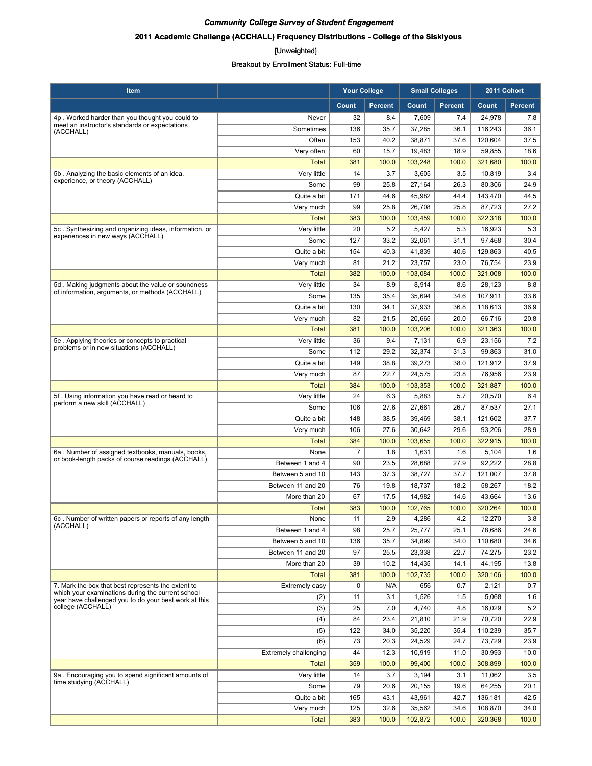***Community College Survey of Student Engagement***

**2011 Academic Challenge (ACCHALL) Frequency Distributions - College of the Siskiyous**

[Unweighted]

Breakout by Enrollment Status: Full-time

| Item | | Your College | | Small Colleges | | 2011 Cohort | |
|---|---|---|---|---|---|---|---|
| | | Count | Percent | Count | Percent | Count | Percent |
| 4p . Worked harder than you thought you could to meet an instructor's standards or expectations (ACCHALL) | Never | 32 | 8.4 | 7,609 | 7.4 | 24,978 | 7.8 |
| | Sometimes | 136 | 35.7 | 37,285 | 36.1 | 116,243 | 36.1 |
| | Often | 153 | 40.2 | 38,871 | 37.6 | 120,604 | 37.5 |
| | Very often | 60 | 15.7 | 19,483 | 18.9 | 59,855 | 18.6 |
| | Total | 381 | 100.0 | 103,248 | 100.0 | 321,680 | 100.0 |
| 5b . Analyzing the basic elements of an idea, experience, or theory (ACCHALL) | Very little | 14 | 3.7 | 3,605 | 3.5 | 10,819 | 3.4 |
| | Some | 99 | 25.8 | 27,164 | 26.3 | 80,306 | 24.9 |
| | Quite a bit | 171 | 44.6 | 45,982 | 44.4 | 143,470 | 44.5 |
| | Very much | 99 | 25.8 | 26,708 | 25.8 | 87,723 | 27.2 |
| | Total | 383 | 100.0 | 103,459 | 100.0 | 322,318 | 100.0 |
| 5c . Synthesizing and organizing ideas, information, or experiences in new ways (ACCHALL) | Very little | 20 | 5.2 | 5,427 | 5.3 | 16,923 | 5.3 |
| | Some | 127 | 33.2 | 32,061 | 31.1 | 97,468 | 30.4 |
| | Quite a bit | 154 | 40.3 | 41,839 | 40.6 | 129,863 | 40.5 |
| | Very much | 81 | 21.2 | 23,757 | 23.0 | 76,754 | 23.9 |
| | Total | 382 | 100.0 | 103,084 | 100.0 | 321,008 | 100.0 |
| 5d . Making judgments about the value or soundness of information, arguments, or methods (ACCHALL) | Very little | 34 | 8.9 | 8,914 | 8.6 | 28,123 | 8.8 |
| | Some | 135 | 35.4 | 35,694 | 34.6 | 107,911 | 33.6 |
| | Quite a bit | 130 | 34.1 | 37,933 | 36.8 | 118,613 | 36.9 |
| | Very much | 82 | 21.5 | 20,665 | 20.0 | 66,716 | 20.8 |
| | Total | 381 | 100.0 | 103,206 | 100.0 | 321,363 | 100.0 |
| 5e . Applying theories or concepts to practical problems or in new situations (ACCHALL) | Very little | 36 | 9.4 | 7,131 | 6.9 | 23,156 | 7.2 |
| | Some | 112 | 29.2 | 32,374 | 31.3 | 99,863 | 31.0 |
| | Quite a bit | 149 | 38.8 | 39,273 | 38.0 | 121,912 | 37.9 |
| | Very much | 87 | 22.7 | 24,575 | 23.8 | 76,956 | 23.9 |
| | Total | 384 | 100.0 | 103,353 | 100.0 | 321,887 | 100.0 |
| 5f . Using information you have read or heard to perform a new skill (ACCHALL) | Very little | 24 | 6.3 | 5,883 | 5.7 | 20,570 | 6.4 |
| | Some | 106 | 27.6 | 27,661 | 26.7 | 87,537 | 27.1 |
| | Quite a bit | 148 | 38.5 | 39,469 | 38.1 | 121,602 | 37.7 |
| | Very much | 106 | 27.6 | 30,642 | 29.6 | 93,206 | 28.9 |
| | Total | 384 | 100.0 | 103,655 | 100.0 | 322,915 | 100.0 |
| 6a . Number of assigned textbooks, manuals, books, or book-length packs of course readings (ACCHALL) | None | 7 | 1.8 | 1,631 | 1.6 | 5,104 | 1.6 |
| | Between 1 and 4 | 90 | 23.5 | 28,688 | 27.9 | 92,222 | 28.8 |
| | Between 5 and 10 | 143 | 37.3 | 38,727 | 37.7 | 121,007 | 37.8 |
| | Between 11 and 20 | 76 | 19.8 | 18,737 | 18.2 | 58,267 | 18.2 |
| | More than 20 | 67 | 17.5 | 14,982 | 14.6 | 43,664 | 13.6 |
| | Total | 383 | 100.0 | 102,765 | 100.0 | 320,264 | 100.0 |
| 6c . Number of written papers or reports of any length (ACCHALL) | None | 11 | 2.9 | 4,286 | 4.2 | 12,270 | 3.8 |
| | Between 1 and 4 | 98 | 25.7 | 25,777 | 25.1 | 78,686 | 24.6 |
| | Between 5 and 10 | 136 | 35.7 | 34,899 | 34.0 | 110,680 | 34.6 |
| | Between 11 and 20 | 97 | 25.5 | 23,338 | 22.7 | 74,275 | 23.2 |
| | More than 20 | 39 | 10.2 | 14,435 | 14.1 | 44,195 | 13.8 |
| | Total | 381 | 100.0 | 102,735 | 100.0 | 320,106 | 100.0 |
| 7. Mark the box that best represents the extent to which your examinations during the current school year have challenged you to do your best work at this college (ACCHALL) | Extremely easy | 0 | N/A | 656 | 0.7 | 2,121 | 0.7 |
| | (2) | 11 | 3.1 | 1,526 | 1.5 | 5,068 | 1.6 |
| | (3) | 25 | 7.0 | 4,740 | 4.8 | 16,029 | 5.2 |
| | (4) | 84 | 23.4 | 21,810 | 21.9 | 70,720 | 22.9 |
| | (5) | 122 | 34.0 | 35,220 | 35.4 | 110,239 | 35.7 |
| | (6) | 73 | 20.3 | 24,529 | 24.7 | 73,729 | 23.9 |
| | Extremely challenging | 44 | 12.3 | 10,919 | 11.0 | 30,993 | 10.0 |
| | Total | 359 | 100.0 | 99,400 | 100.0 | 308,899 | 100.0 |
| 9a . Encouraging you to spend significant amounts of time studying (ACCHALL) | Very little | 14 | 3.7 | 3,194 | 3.1 | 11,062 | 3.5 |
| | Some | 79 | 20.6 | 20,155 | 19.6 | 64,255 | 20.1 |
| | Quite a bit | 165 | 43.1 | 43,961 | 42.7 | 136,181 | 42.5 |
| | Very much | 125 | 32.6 | 35,562 | 34.6 | 108,870 | 34.0 |
| | Total | 383 | 100.0 | 102,872 | 100.0 | 320,368 | 100.0 |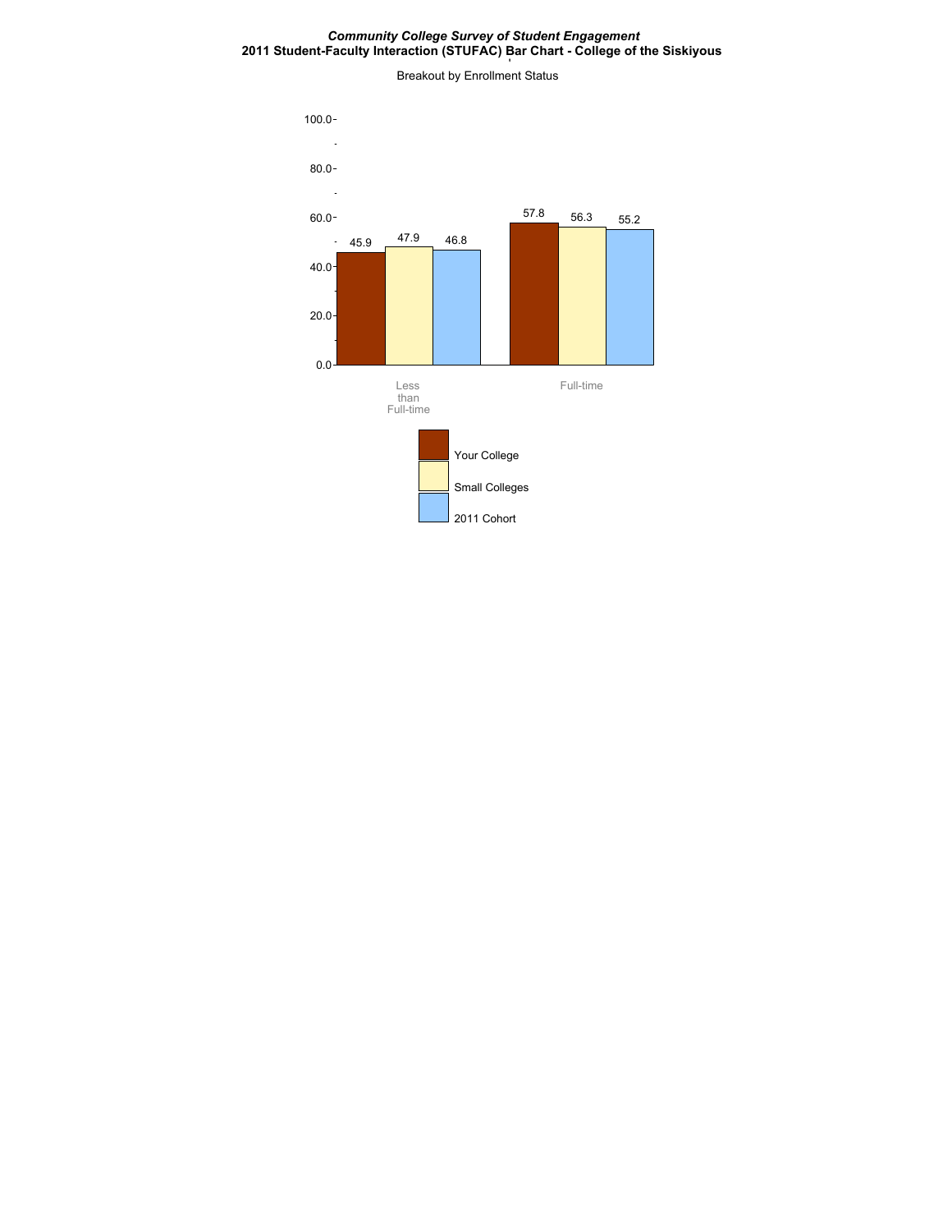*Community College Survey of Student Engagement*

**2011 Student-Faculty Interaction (STUFAC) Bar Chart - College of the Siskiyous**

Breakout by Enrollment Status

| Enrollment Status | Your College | Small Colleges | 2011 Cohort |
|---|---|---|---|
| Less than Full-time | 45.9 | 47.9 | 46.8 |
| Full-time | 57.8 | 56.3 | 55.2 |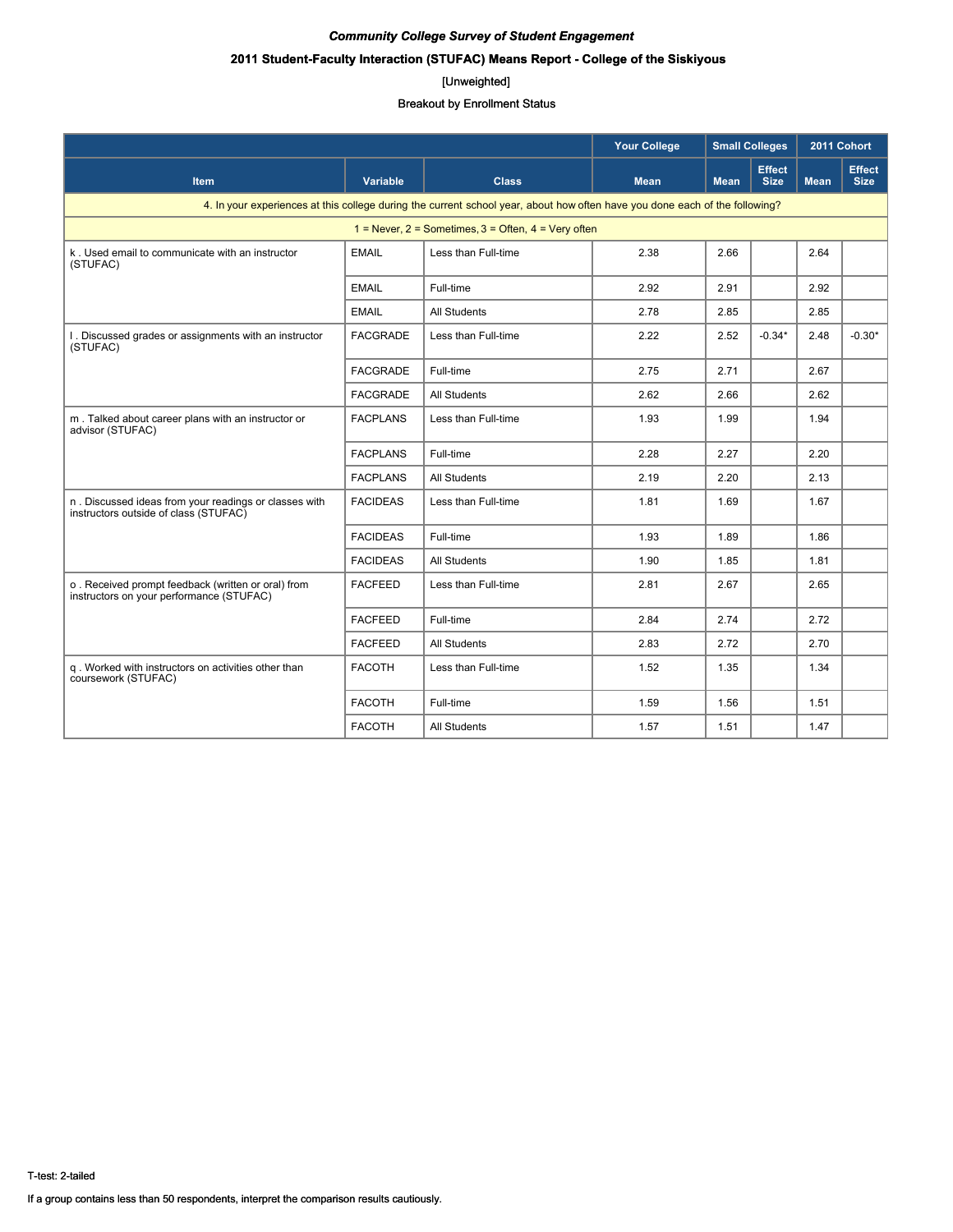*Community College Survey of Student Engagement*

**2011 Student-Faculty Interaction (STUFAC) Means Report - College of the Siskiyous**

[Unweighted]

Breakout by Enrollment Status

| | | | Your College | Small Colleges | | 2011 Cohort | |
|---|---|---|---|---|---|---|---|
| **Item** | **Variable** | **Class** | **Mean** | **Mean** | **Effect Size** | **Mean** | **Effect Size** |
| 4. In your experiences at this college during the current school year, about how often have you done each of the following? | | | | | | | |
| 1 = Never, 2 = Sometimes, 3 = Often, 4 = Very often | | | | | | | |
| k . Used email to communicate with an instructor (STUFAC) | EMAIL | Less than Full-time | 2.38 | 2.66 | | 2.64 | |
| | EMAIL | Full-time | 2.92 | 2.91 | | 2.92 | |
| | EMAIL | All Students | 2.78 | 2.85 | | 2.85 | |
| l . Discussed grades or assignments with an instructor (STUFAC) | FACGRADE | Less than Full-time | 2.22 | 2.52 | -0.34* | 2.48 | -0.30* |
| | FACGRADE | Full-time | 2.75 | 2.71 | | 2.67 | |
| | FACGRADE | All Students | 2.62 | 2.66 | | 2.62 | |
| m . Talked about career plans with an instructor or advisor (STUFAC) | FACPLANS | Less than Full-time | 1.93 | 1.99 | | 1.94 | |
| | FACPLANS | Full-time | 2.28 | 2.27 | | 2.20 | |
| | FACPLANS | All Students | 2.19 | 2.20 | | 2.13 | |
| n . Discussed ideas from your readings or classes with instructors outside of class (STUFAC) | FACIDEAS | Less than Full-time | 1.81 | 1.69 | | 1.67 | |
| | FACIDEAS | Full-time | 1.93 | 1.89 | | 1.86 | |
| | FACIDEAS | All Students | 1.90 | 1.85 | | 1.81 | |
| o . Received prompt feedback (written or oral) from instructors on your performance (STUFAC) | FACFEED | Less than Full-time | 2.81 | 2.67 | | 2.65 | |
| | FACFEED | Full-time | 2.84 | 2.74 | | 2.72 | |
| | FACFEED | All Students | 2.83 | 2.72 | | 2.70 | |
| q . Worked with instructors on activities other than coursework (STUFAC) | FACOTH | Less than Full-time | 1.52 | 1.35 | | 1.34 | |
| | FACOTH | Full-time | 1.59 | 1.56 | | 1.51 | |
| | FACOTH | All Students | 1.57 | 1.51 | | 1.47 | |

T-test: 2-tailed

If a group contains less than 50 respondents, interpret the comparison results cautiously.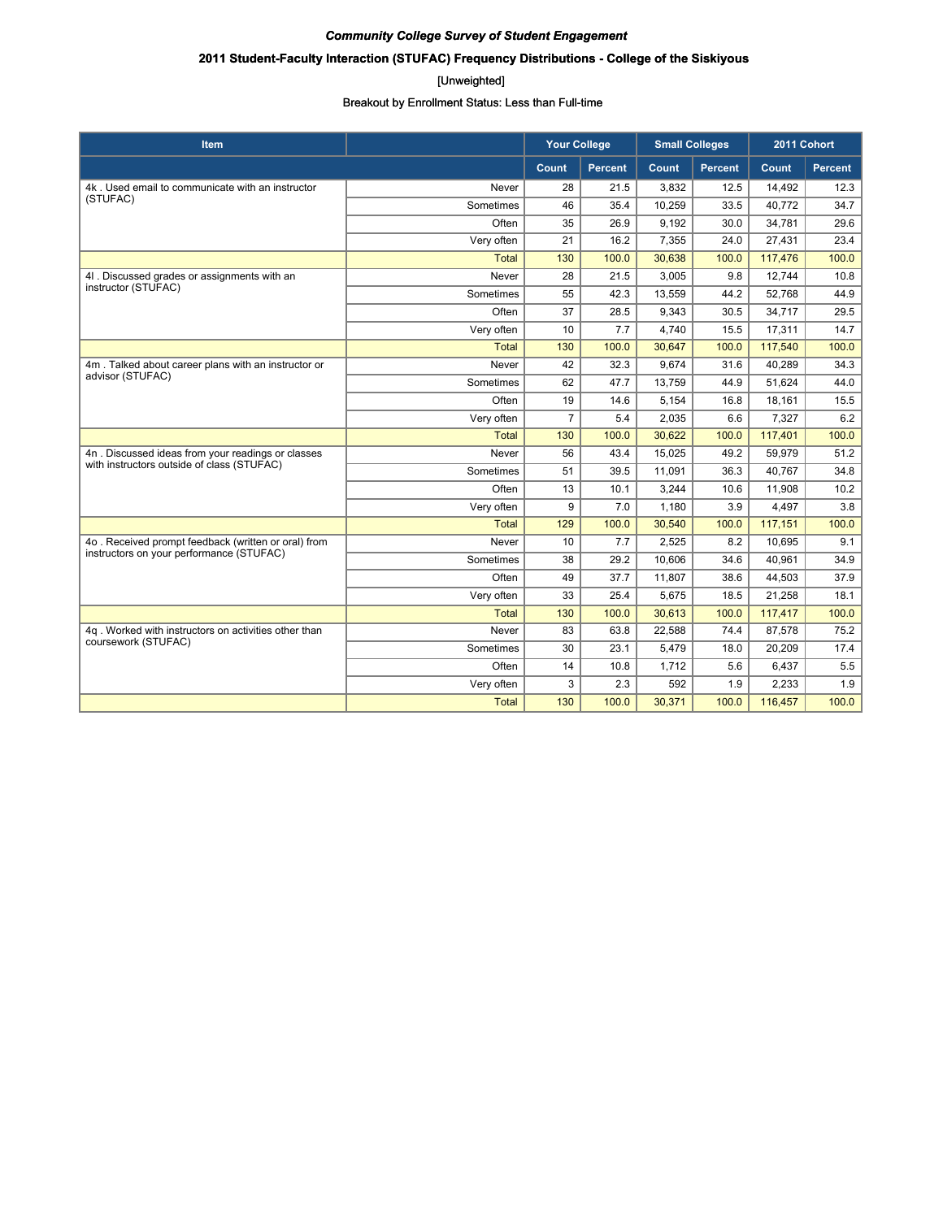***Community College Survey of Student Engagement***

**2011 Student-Faculty Interaction (STUFAC) Frequency Distributions - College of the Siskiyous**

[Unweighted]

Breakout by Enrollment Status: Less than Full-time

| Item | | Your College | | Small Colleges | | 2011 Cohort | |
|---|---|---|---|---|---|---|---|
| | | Count | Percent | Count | Percent | Count | Percent |
| 4k . Used email to communicate with an instructor (STUFAC) | Never | 28 | 21.5 | 3,832 | 12.5 | 14,492 | 12.3 |
| | Sometimes | 46 | 35.4 | 10,259 | 33.5 | 40,772 | 34.7 |
| | Often | 35 | 26.9 | 9,192 | 30.0 | 34,781 | 29.6 |
| | Very often | 21 | 16.2 | 7,355 | 24.0 | 27,431 | 23.4 |
| | Total | 130 | 100.0 | 30,638 | 100.0 | 117,476 | 100.0 |
| 4l . Discussed grades or assignments with an instructor (STUFAC) | Never | 28 | 21.5 | 3,005 | 9.8 | 12,744 | 10.8 |
| | Sometimes | 55 | 42.3 | 13,559 | 44.2 | 52,768 | 44.9 |
| | Often | 37 | 28.5 | 9,343 | 30.5 | 34,717 | 29.5 |
| | Very often | 10 | 7.7 | 4,740 | 15.5 | 17,311 | 14.7 |
| | Total | 130 | 100.0 | 30,647 | 100.0 | 117,540 | 100.0 |
| 4m . Talked about career plans with an instructor or advisor (STUFAC) | Never | 42 | 32.3 | 9,674 | 31.6 | 40,289 | 34.3 |
| | Sometimes | 62 | 47.7 | 13,759 | 44.9 | 51,624 | 44.0 |
| | Often | 19 | 14.6 | 5,154 | 16.8 | 18,161 | 15.5 |
| | Very often | 7 | 5.4 | 2,035 | 6.6 | 7,327 | 6.2 |
| | Total | 130 | 100.0 | 30,622 | 100.0 | 117,401 | 100.0 |
| 4n . Discussed ideas from your readings or classes with instructors outside of class (STUFAC) | Never | 56 | 43.4 | 15,025 | 49.2 | 59,979 | 51.2 |
| | Sometimes | 51 | 39.5 | 11,091 | 36.3 | 40,767 | 34.8 |
| | Often | 13 | 10.1 | 3,244 | 10.6 | 11,908 | 10.2 |
| | Very often | 9 | 7.0 | 1,180 | 3.9 | 4,497 | 3.8 |
| | Total | 129 | 100.0 | 30,540 | 100.0 | 117,151 | 100.0 |
| 4o . Received prompt feedback (written or oral) from instructors on your performance (STUFAC) | Never | 10 | 7.7 | 2,525 | 8.2 | 10,695 | 9.1 |
| | Sometimes | 38 | 29.2 | 10,606 | 34.6 | 40,961 | 34.9 |
| | Often | 49 | 37.7 | 11,807 | 38.6 | 44,503 | 37.9 |
| | Very often | 33 | 25.4 | 5,675 | 18.5 | 21,258 | 18.1 |
| | Total | 130 | 100.0 | 30,613 | 100.0 | 117,417 | 100.0 |
| 4q . Worked with instructors on activities other than coursework (STUFAC) | Never | 83 | 63.8 | 22,588 | 74.4 | 87,578 | 75.2 |
| | Sometimes | 30 | 23.1 | 5,479 | 18.0 | 20,209 | 17.4 |
| | Often | 14 | 10.8 | 1,712 | 5.6 | 6,437 | 5.5 |
| | Very often | 3 | 2.3 | 592 | 1.9 | 2,233 | 1.9 |
| | Total | 130 | 100.0 | 30,371 | 100.0 | 116,457 | 100.0 |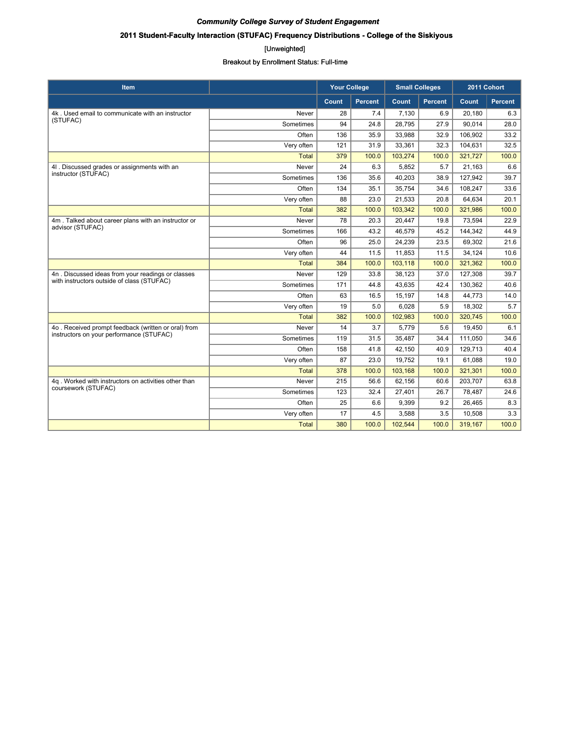*Community College Survey of Student Engagement*

**2011 Student-Faculty Interaction (STUFAC) Frequency Distributions - College of the Siskiyous**

[Unweighted]

Breakout by Enrollment Status: Full-time

| Item | | Your College | | Small Colleges | | 2011 Cohort | |
|---|---|---|---|---|---|---|---|
| | | Count | Percent | Count | Percent | Count | Percent |
| 4k . Used email to communicate with an instructor (STUFAC) | Never | 28 | 7.4 | 7,130 | 6.9 | 20,180 | 6.3 |
| | Sometimes | 94 | 24.8 | 28,795 | 27.9 | 90,014 | 28.0 |
| | Often | 136 | 35.9 | 33,988 | 32.9 | 106,902 | 33.2 |
| | Very often | 121 | 31.9 | 33,361 | 32.3 | 104,631 | 32.5 |
| | Total | 379 | 100.0 | 103,274 | 100.0 | 321,727 | 100.0 |
| 4l . Discussed grades or assignments with an instructor (STUFAC) | Never | 24 | 6.3 | 5,852 | 5.7 | 21,163 | 6.6 |
| | Sometimes | 136 | 35.6 | 40,203 | 38.9 | 127,942 | 39.7 |
| | Often | 134 | 35.1 | 35,754 | 34.6 | 108,247 | 33.6 |
| | Very often | 88 | 23.0 | 21,533 | 20.8 | 64,634 | 20.1 |
| | Total | 382 | 100.0 | 103,342 | 100.0 | 321,986 | 100.0 |
| 4m . Talked about career plans with an instructor or advisor (STUFAC) | Never | 78 | 20.3 | 20,447 | 19.8 | 73,594 | 22.9 |
| | Sometimes | 166 | 43.2 | 46,579 | 45.2 | 144,342 | 44.9 |
| | Often | 96 | 25.0 | 24,239 | 23.5 | 69,302 | 21.6 |
| | Very often | 44 | 11.5 | 11,853 | 11.5 | 34,124 | 10.6 |
| | Total | 384 | 100.0 | 103,118 | 100.0 | 321,362 | 100.0 |
| 4n . Discussed ideas from your readings or classes with instructors outside of class (STUFAC) | Never | 129 | 33.8 | 38,123 | 37.0 | 127,308 | 39.7 |
| | Sometimes | 171 | 44.8 | 43,635 | 42.4 | 130,362 | 40.6 |
| | Often | 63 | 16.5 | 15,197 | 14.8 | 44,773 | 14.0 |
| | Very often | 19 | 5.0 | 6,028 | 5.9 | 18,302 | 5.7 |
| | Total | 382 | 100.0 | 102,983 | 100.0 | 320,745 | 100.0 |
| 4o . Received prompt feedback (written or oral) from instructors on your performance (STUFAC) | Never | 14 | 3.7 | 5,779 | 5.6 | 19,450 | 6.1 |
| | Sometimes | 119 | 31.5 | 35,487 | 34.4 | 111,050 | 34.6 |
| | Often | 158 | 41.8 | 42,150 | 40.9 | 129,713 | 40.4 |
| | Very often | 87 | 23.0 | 19,752 | 19.1 | 61,088 | 19.0 |
| | Total | 378 | 100.0 | 103,168 | 100.0 | 321,301 | 100.0 |
| 4q . Worked with instructors on activities other than coursework (STUFAC) | Never | 215 | 56.6 | 62,156 | 60.6 | 203,707 | 63.8 |
| | Sometimes | 123 | 32.4 | 27,401 | 26.7 | 78,487 | 24.6 |
| | Often | 25 | 6.6 | 9,399 | 9.2 | 26,465 | 8.3 |
| | Very often | 17 | 4.5 | 3,588 | 3.5 | 10,508 | 3.3 |
| | Total | 380 | 100.0 | 102,544 | 100.0 | 319,167 | 100.0 |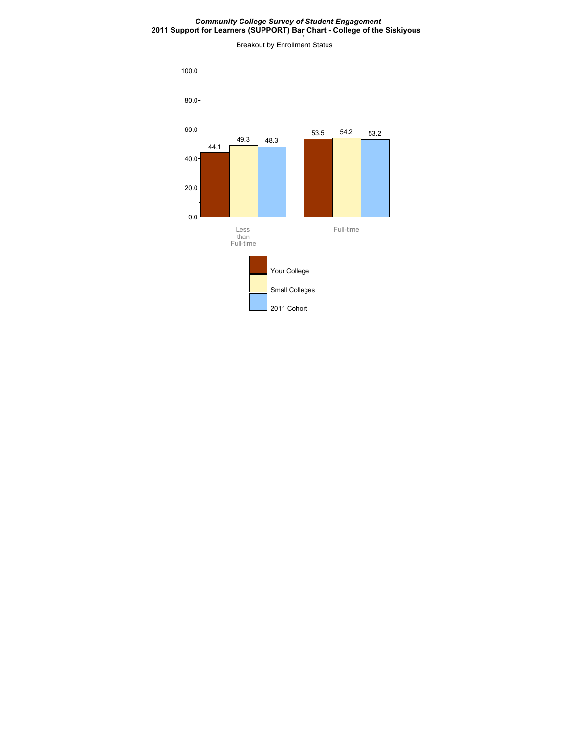*Community College Survey of Student Engagement*

**2011 Support for Learners (SUPPORT) Bar Chart - College of the Siskiyous**

Breakout by Enrollment Status

| Enrollment Status | Your College | Small Colleges | 2011 Cohort |
|---|---|---|---|
| Less than Full-time | 44.1 | 49.3 | 48.3 |
| Full-time | 53.5 | 54.2 | 53.2 |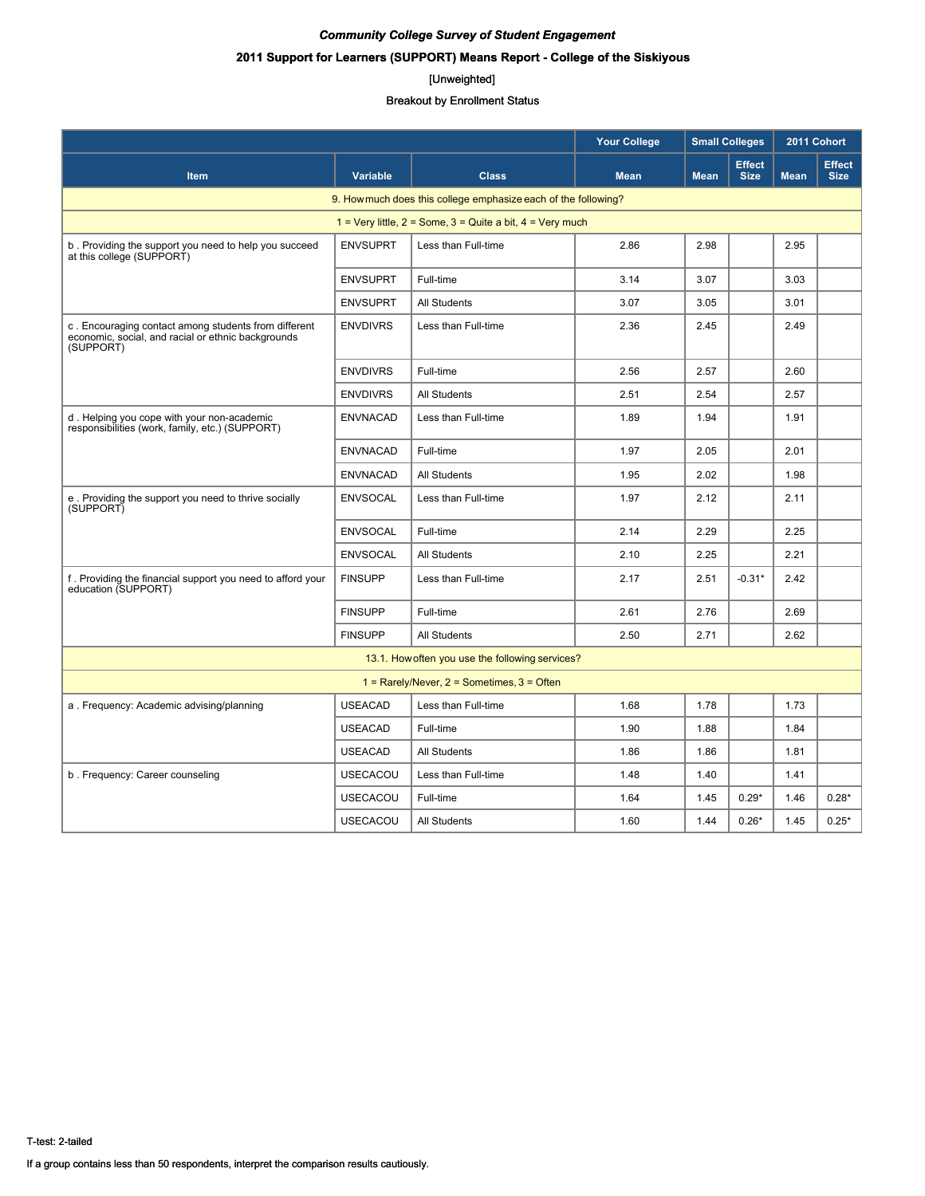*Community College Survey of Student Engagement*

**2011 Support for Learners (SUPPORT) Means Report - College of the Siskiyous**

[Unweighted]

Breakout by Enrollment Status

| Item | Variable | Class | Your College | Small Colleges | | 2011 Cohort | |
|---|---|---|---|---|---|---|---|
| | | | Mean | Mean | Effect Size | Mean | Effect Size |
| **9. How much does this college emphasize each of the following?** | | | | | | | |
| 1 = Very little, 2 = Some, 3 = Quite a bit, 4 = Very much | | | | | | | |
| b . Providing the support you need to help you succeed at this college (SUPPORT) | ENVSUPRT | Less than Full-time | 2.86 | 2.98 | | 2.95 | |
| | ENVSUPRT | Full-time | 3.14 | 3.07 | | 3.03 | |
| | ENVSUPRT | All Students | 3.07 | 3.05 | | 3.01 | |
| c . Encouraging contact among students from different economic, social, and racial or ethnic backgrounds (SUPPORT) | ENVDIVRS | Less than Full-time | 2.36 | 2.45 | | 2.49 | |
| | ENVDIVRS | Full-time | 2.56 | 2.57 | | 2.60 | |
| | ENVDIVRS | All Students | 2.51 | 2.54 | | 2.57 | |
| d . Helping you cope with your non-academic responsibilities (work, family, etc.) (SUPPORT) | ENVNACAD | Less than Full-time | 1.89 | 1.94 | | 1.91 | |
| | ENVNACAD | Full-time | 1.97 | 2.05 | | 2.01 | |
| | ENVNACAD | All Students | 1.95 | 2.02 | | 1.98 | |
| e . Providing the support you need to thrive socially (SUPPORT) | ENVSOCAL | Less than Full-time | 1.97 | 2.12 | | 2.11 | |
| | ENVSOCAL | Full-time | 2.14 | 2.29 | | 2.25 | |
| | ENVSOCAL | All Students | 2.10 | 2.25 | | 2.21 | |
| f . Providing the financial support you need to afford your education (SUPPORT) | FINSUPP | Less than Full-time | 2.17 | 2.51 | -0.31* | 2.42 | |
| | FINSUPP | Full-time | 2.61 | 2.76 | | 2.69 | |
| | FINSUPP | All Students | 2.50 | 2.71 | | 2.62 | |
| **13.1. How often you use the following services?** | | | | | | | |
| 1 = Rarely/Never, 2 = Sometimes, 3 = Often | | | | | | | |
| a . Frequency: Academic advising/planning | USEACAD | Less than Full-time | 1.68 | 1.78 | | 1.73 | |
| | USEACAD | Full-time | 1.90 | 1.88 | | 1.84 | |
| | USEACAD | All Students | 1.86 | 1.86 | | 1.81 | |
| b . Frequency: Career counseling | USECACOU | Less than Full-time | 1.48 | 1.40 | | 1.41 | |
| | USECACOU | Full-time | 1.64 | 1.45 | 0.29* | 1.46 | 0.28* |
| | USECACOU | All Students | 1.60 | 1.44 | 0.26* | 1.45 | 0.25* |

T-test: 2-tailed

If a group contains less than 50 respondents, interpret the comparison results cautiously.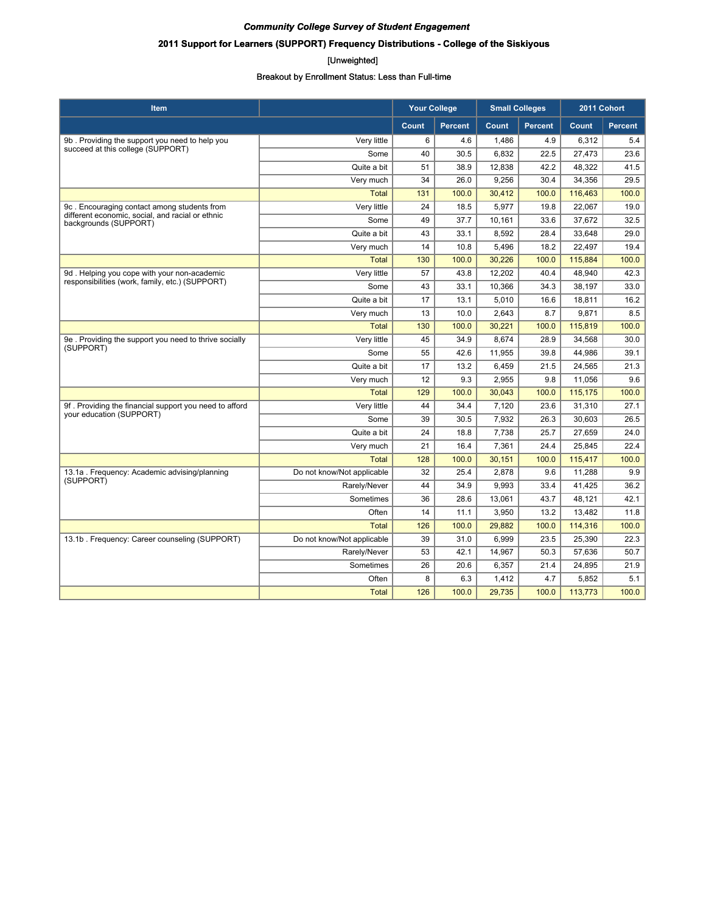***Community College Survey of Student Engagement***

**2011 Support for Learners (SUPPORT) Frequency Distributions - College of the Siskiyous**

[Unweighted]

Breakout by Enrollment Status: Less than Full-time

| Item | | Your College | | Small Colleges | | 2011 Cohort | |
|---|---|---|---|---|---|---|---|
| | | Count | Percent | Count | Percent | Count | Percent |
| 9b . Providing the support you need to help you succeed at this college (SUPPORT) | Very little | 6 | 4.6 | 1,486 | 4.9 | 6,312 | 5.4 |
| | Some | 40 | 30.5 | 6,832 | 22.5 | 27,473 | 23.6 |
| | Quite a bit | 51 | 38.9 | 12,838 | 42.2 | 48,322 | 41.5 |
| | Very much | 34 | 26.0 | 9,256 | 30.4 | 34,356 | 29.5 |
| | Total | 131 | 100.0 | 30,412 | 100.0 | 116,463 | 100.0 |
| 9c . Encouraging contact among students from different economic, social, and racial or ethnic backgrounds (SUPPORT) | Very little | 24 | 18.5 | 5,977 | 19.8 | 22,067 | 19.0 |
| | Some | 49 | 37.7 | 10,161 | 33.6 | 37,672 | 32.5 |
| | Quite a bit | 43 | 33.1 | 8,592 | 28.4 | 33,648 | 29.0 |
| | Very much | 14 | 10.8 | 5,496 | 18.2 | 22,497 | 19.4 |
| | Total | 130 | 100.0 | 30,226 | 100.0 | 115,884 | 100.0 |
| 9d . Helping you cope with your non-academic responsibilities (work, family, etc.) (SUPPORT) | Very little | 57 | 43.8 | 12,202 | 40.4 | 48,940 | 42.3 |
| | Some | 43 | 33.1 | 10,366 | 34.3 | 38,197 | 33.0 |
| | Quite a bit | 17 | 13.1 | 5,010 | 16.6 | 18,811 | 16.2 |
| | Very much | 13 | 10.0 | 2,643 | 8.7 | 9,871 | 8.5 |
| | Total | 130 | 100.0 | 30,221 | 100.0 | 115,819 | 100.0 |
| 9e . Providing the support you need to thrive socially (SUPPORT) | Very little | 45 | 34.9 | 8,674 | 28.9 | 34,568 | 30.0 |
| | Some | 55 | 42.6 | 11,955 | 39.8 | 44,986 | 39.1 |
| | Quite a bit | 17 | 13.2 | 6,459 | 21.5 | 24,565 | 21.3 |
| | Very much | 12 | 9.3 | 2,955 | 9.8 | 11,056 | 9.6 |
| | Total | 129 | 100.0 | 30,043 | 100.0 | 115,175 | 100.0 |
| 9f . Providing the financial support you need to afford your education (SUPPORT) | Very little | 44 | 34.4 | 7,120 | 23.6 | 31,310 | 27.1 |
| | Some | 39 | 30.5 | 7,932 | 26.3 | 30,603 | 26.5 |
| | Quite a bit | 24 | 18.8 | 7,738 | 25.7 | 27,659 | 24.0 |
| | Very much | 21 | 16.4 | 7,361 | 24.4 | 25,845 | 22.4 |
| | Total | 128 | 100.0 | 30,151 | 100.0 | 115,417 | 100.0 |
| 13.1a . Frequency: Academic advising/planning (SUPPORT) | Do not know/Not applicable | 32 | 25.4 | 2,878 | 9.6 | 11,288 | 9.9 |
| | Rarely/Never | 44 | 34.9 | 9,993 | 33.4 | 41,425 | 36.2 |
| | Sometimes | 36 | 28.6 | 13,061 | 43.7 | 48,121 | 42.1 |
| | Often | 14 | 11.1 | 3,950 | 13.2 | 13,482 | 11.8 |
| | Total | 126 | 100.0 | 29,882 | 100.0 | 114,316 | 100.0 |
| 13.1b . Frequency: Career counseling (SUPPORT) | Do not know/Not applicable | 39 | 31.0 | 6,999 | 23.5 | 25,390 | 22.3 |
| | Rarely/Never | 53 | 42.1 | 14,967 | 50.3 | 57,636 | 50.7 |
| | Sometimes | 26 | 20.6 | 6,357 | 21.4 | 24,895 | 21.9 |
| | Often | 8 | 6.3 | 1,412 | 4.7 | 5,852 | 5.1 |
| | Total | 126 | 100.0 | 29,735 | 100.0 | 113,773 | 100.0 |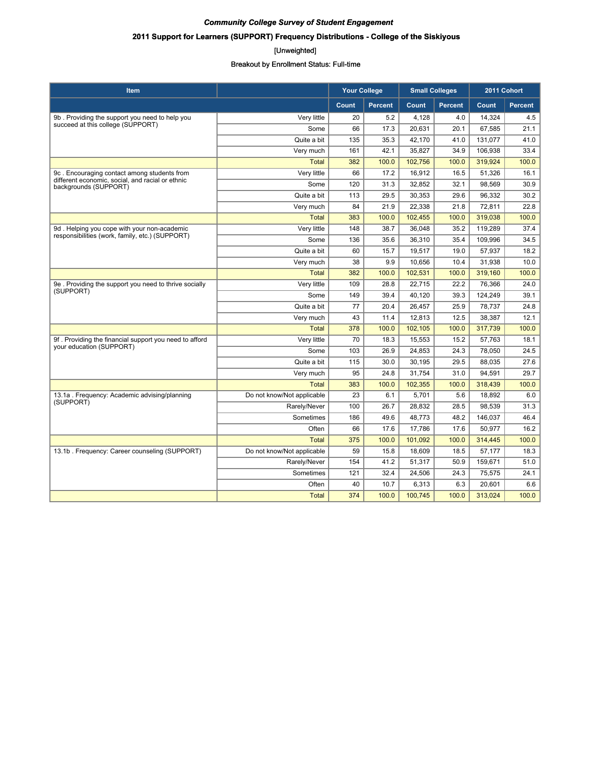*Community College Survey of Student Engagement*

**2011 Support for Learners (SUPPORT) Frequency Distributions - College of the Siskiyous**

[Unweighted]

Breakout by Enrollment Status: Full-time

| Item | | Your College | | Small Colleges | | 2011 Cohort | |
|---|---|---|---|---|---|---|---|
| | | Count | Percent | Count | Percent | Count | Percent |
| 9b . Providing the support you need to help you succeed at this college (SUPPORT) | Very little | 20 | 5.2 | 4,128 | 4.0 | 14,324 | 4.5 |
| | Some | 66 | 17.3 | 20,631 | 20.1 | 67,585 | 21.1 |
| | Quite a bit | 135 | 35.3 | 42,170 | 41.0 | 131,077 | 41.0 |
| | Very much | 161 | 42.1 | 35,827 | 34.9 | 106,938 | 33.4 |
| | Total | 382 | 100.0 | 102,756 | 100.0 | 319,924 | 100.0 |
| 9c . Encouraging contact among students from different economic, social, and racial or ethnic backgrounds (SUPPORT) | Very little | 66 | 17.2 | 16,912 | 16.5 | 51,326 | 16.1 |
| | Some | 120 | 31.3 | 32,852 | 32.1 | 98,569 | 30.9 |
| | Quite a bit | 113 | 29.5 | 30,353 | 29.6 | 96,332 | 30.2 |
| | Very much | 84 | 21.9 | 22,338 | 21.8 | 72,811 | 22.8 |
| | Total | 383 | 100.0 | 102,455 | 100.0 | 319,038 | 100.0 |
| 9d . Helping you cope with your non-academic responsibilities (work, family, etc.) (SUPPORT) | Very little | 148 | 38.7 | 36,048 | 35.2 | 119,289 | 37.4 |
| | Some | 136 | 35.6 | 36,310 | 35.4 | 109,996 | 34.5 |
| | Quite a bit | 60 | 15.7 | 19,517 | 19.0 | 57,937 | 18.2 |
| | Very much | 38 | 9.9 | 10,656 | 10.4 | 31,938 | 10.0 |
| | Total | 382 | 100.0 | 102,531 | 100.0 | 319,160 | 100.0 |
| 9e . Providing the support you need to thrive socially (SUPPORT) | Very little | 109 | 28.8 | 22,715 | 22.2 | 76,366 | 24.0 |
| | Some | 149 | 39.4 | 40,120 | 39.3 | 124,249 | 39.1 |
| | Quite a bit | 77 | 20.4 | 26,457 | 25.9 | 78,737 | 24.8 |
| | Very much | 43 | 11.4 | 12,813 | 12.5 | 38,387 | 12.1 |
| | Total | 378 | 100.0 | 102,105 | 100.0 | 317,739 | 100.0 |
| 9f . Providing the financial support you need to afford your education (SUPPORT) | Very little | 70 | 18.3 | 15,553 | 15.2 | 57,763 | 18.1 |
| | Some | 103 | 26.9 | 24,853 | 24.3 | 78,050 | 24.5 |
| | Quite a bit | 115 | 30.0 | 30,195 | 29.5 | 88,035 | 27.6 |
| | Very much | 95 | 24.8 | 31,754 | 31.0 | 94,591 | 29.7 |
| | Total | 383 | 100.0 | 102,355 | 100.0 | 318,439 | 100.0 |
| 13.1a . Frequency: Academic advising/planning (SUPPORT) | Do not know/Not applicable | 23 | 6.1 | 5,701 | 5.6 | 18,892 | 6.0 |
| | Rarely/Never | 100 | 26.7 | 28,832 | 28.5 | 98,539 | 31.3 |
| | Sometimes | 186 | 49.6 | 48,773 | 48.2 | 146,037 | 46.4 |
| | Often | 66 | 17.6 | 17,786 | 17.6 | 50,977 | 16.2 |
| | Total | 375 | 100.0 | 101,092 | 100.0 | 314,445 | 100.0 |
| 13.1b . Frequency: Career counseling (SUPPORT) | Do not know/Not applicable | 59 | 15.8 | 18,609 | 18.5 | 57,177 | 18.3 |
| | Rarely/Never | 154 | 41.2 | 51,317 | 50.9 | 159,671 | 51.0 |
| | Sometimes | 121 | 32.4 | 24,506 | 24.3 | 75,575 | 24.1 |
| | Often | 40 | 10.7 | 6,313 | 6.3 | 20,601 | 6.6 |
| | Total | 374 | 100.0 | 100,745 | 100.0 | 313,024 | 100.0 |